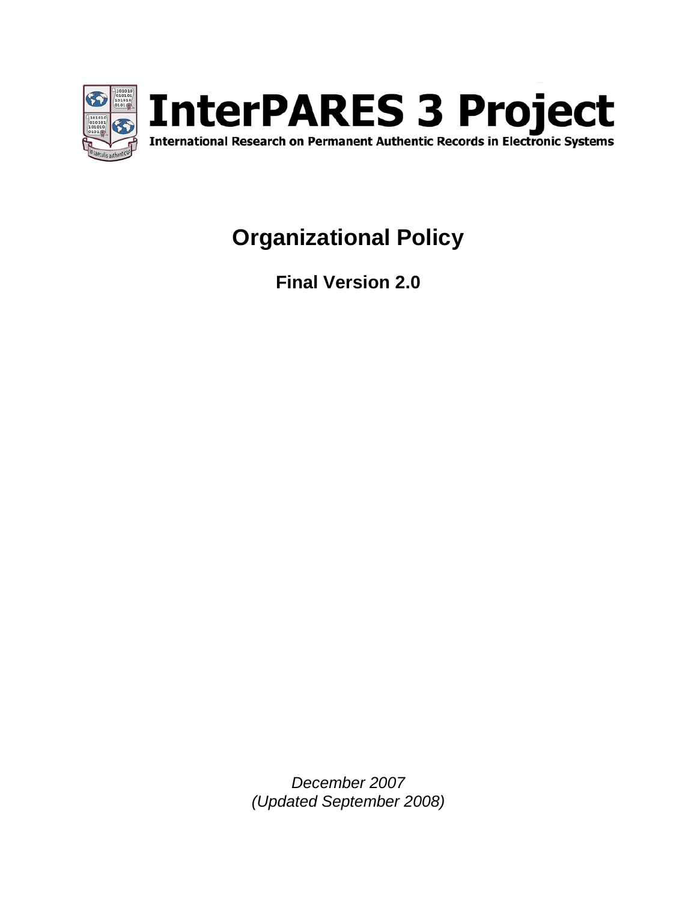# InterPARES 3 Project

International Research on Permanent Authentic Records in Electronic Systems

## Organizational Policy

### Final Version 2.0

*December 2007*
*(Updated September 2008)*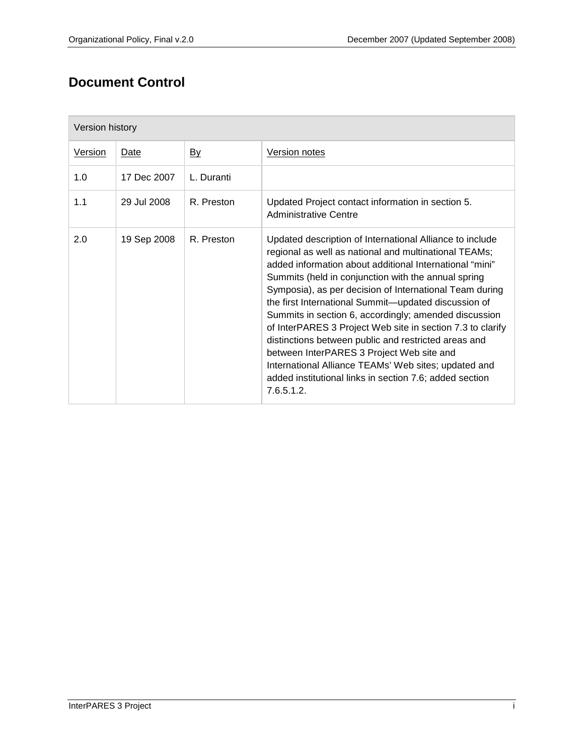# Document Control

| Version history | | | |
|---|---|---|---|
| Version | Date | By | Version notes |
| 1.0 | 17 Dec 2007 | L. Duranti | |
| 1.1 | 29 Jul 2008 | R. Preston | Updated Project contact information in section 5. Administrative Centre |
| 2.0 | 19 Sep 2008 | R. Preston | Updated description of International Alliance to include regional as well as national and multinational TEAMs; added information about additional International “mini” Summits (held in conjunction with the annual spring Symposia), as per decision of International Team during the first International Summit—updated discussion of Summits in section 6, accordingly; amended discussion of InterPARES 3 Project Web site in section 7.3 to clarify distinctions between public and restricted areas and between InterPARES 3 Project Web site and International Alliance TEAMs’ Web sites; updated and added institutional links in section 7.6; added section 7.6.5.1.2. |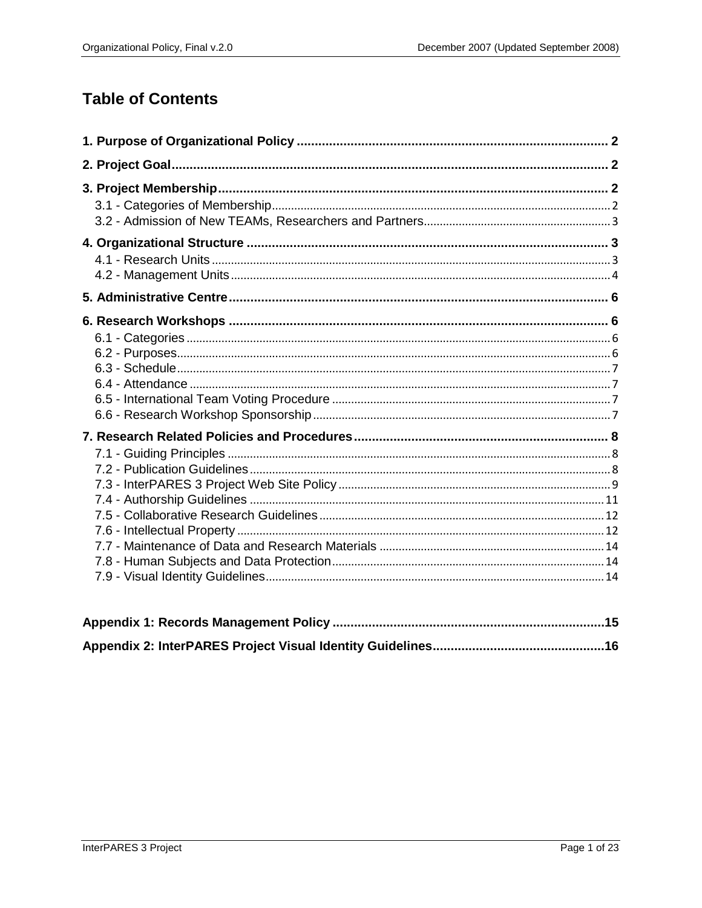# Table of Contents

**1. Purpose of Organizational Policy** ....... 2

**2. Project Goal** ....... 2

**3. Project Membership** ....... 2

- 3.1 - Categories of Membership ....... 2
- 3.2 - Admission of New TEAMs, Researchers and Partners ....... 3

**4. Organizational Structure** ....... 3

- 4.1 - Research Units ....... 3
- 4.2 - Management Units ....... 4

**5. Administrative Centre** ....... 6

**6. Research Workshops** ....... 6

- 6.1 - Categories ....... 6
- 6.2 - Purposes ....... 6
- 6.3 - Schedule ....... 7
- 6.4 - Attendance ....... 7
- 6.5 - International Team Voting Procedure ....... 7
- 6.6 - Research Workshop Sponsorship ....... 7

**7. Research Related Policies and Procedures** ....... 8

- 7.1 - Guiding Principles ....... 8
- 7.2 - Publication Guidelines ....... 8
- 7.3 - InterPARES 3 Project Web Site Policy ....... 9
- 7.4 - Authorship Guidelines ....... 11
- 7.5 - Collaborative Research Guidelines ....... 12
- 7.6 - Intellectual Property ....... 12
- 7.7 - Maintenance of Data and Research Materials ....... 14
- 7.8 - Human Subjects and Data Protection ....... 14
- 7.9 - Visual Identity Guidelines ....... 14

**Appendix 1: Records Management Policy** ....... 15

**Appendix 2: InterPARES Project Visual Identity Guidelines** ....... 16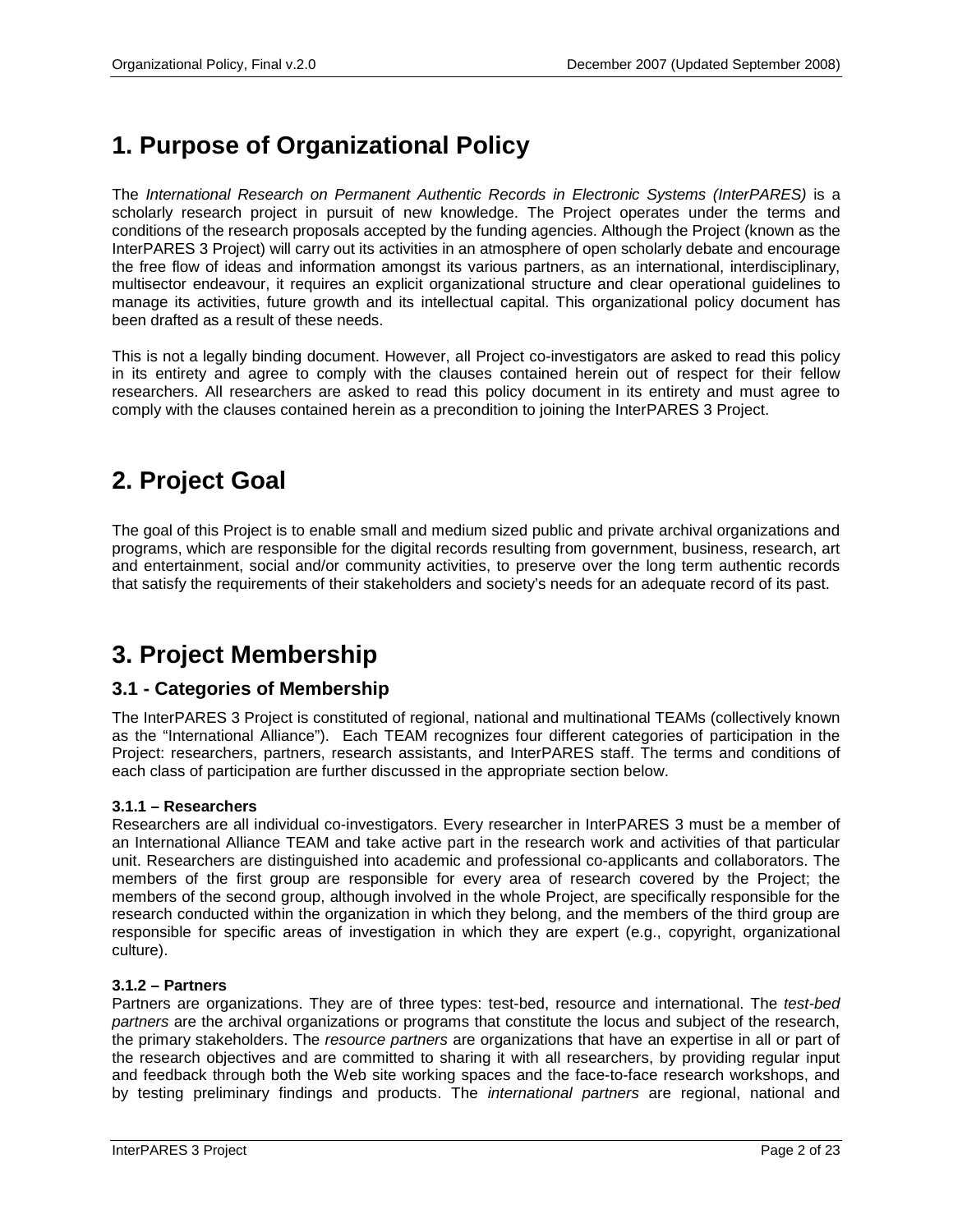# 1. Purpose of Organizational Policy

The *International Research on Permanent Authentic Records in Electronic Systems (InterPARES)* is a scholarly research project in pursuit of new knowledge. The Project operates under the terms and conditions of the research proposals accepted by the funding agencies. Although the Project (known as the InterPARES 3 Project) will carry out its activities in an atmosphere of open scholarly debate and encourage the free flow of ideas and information amongst its various partners, as an international, interdisciplinary, multisector endeavour, it requires an explicit organizational structure and clear operational guidelines to manage its activities, future growth and its intellectual capital. This organizational policy document has been drafted as a result of these needs.

This is not a legally binding document. However, all Project co-investigators are asked to read this policy in its entirety and agree to comply with the clauses contained herein out of respect for their fellow researchers. All researchers are asked to read this policy document in its entirety and must agree to comply with the clauses contained herein as a precondition to joining the InterPARES 3 Project.

# 2. Project Goal

The goal of this Project is to enable small and medium sized public and private archival organizations and programs, which are responsible for the digital records resulting from government, business, research, art and entertainment, social and/or community activities, to preserve over the long term authentic records that satisfy the requirements of their stakeholders and society's needs for an adequate record of its past.

# 3. Project Membership

## 3.1 - Categories of Membership

The InterPARES 3 Project is constituted of regional, national and multinational TEAMs (collectively known as the "International Alliance"). Each TEAM recognizes four different categories of participation in the Project: researchers, partners, research assistants, and InterPARES staff. The terms and conditions of each class of participation are further discussed in the appropriate section below.

#### 3.1.1 – Researchers

Researchers are all individual co-investigators. Every researcher in InterPARES 3 must be a member of an International Alliance TEAM and take active part in the research work and activities of that particular unit. Researchers are distinguished into academic and professional co-applicants and collaborators. The members of the first group are responsible for every area of research covered by the Project; the members of the second group, although involved in the whole Project, are specifically responsible for the research conducted within the organization in which they belong, and the members of the third group are responsible for specific areas of investigation in which they are expert (e.g., copyright, organizational culture).

#### 3.1.2 – Partners

Partners are organizations. They are of three types: test-bed, resource and international. The *test-bed partners* are the archival organizations or programs that constitute the locus and subject of the research, the primary stakeholders. The *resource partners* are organizations that have an expertise in all or part of the research objectives and are committed to sharing it with all researchers, by providing regular input and feedback through both the Web site working spaces and the face-to-face research workshops, and by testing preliminary findings and products. The *international partners* are regional, national and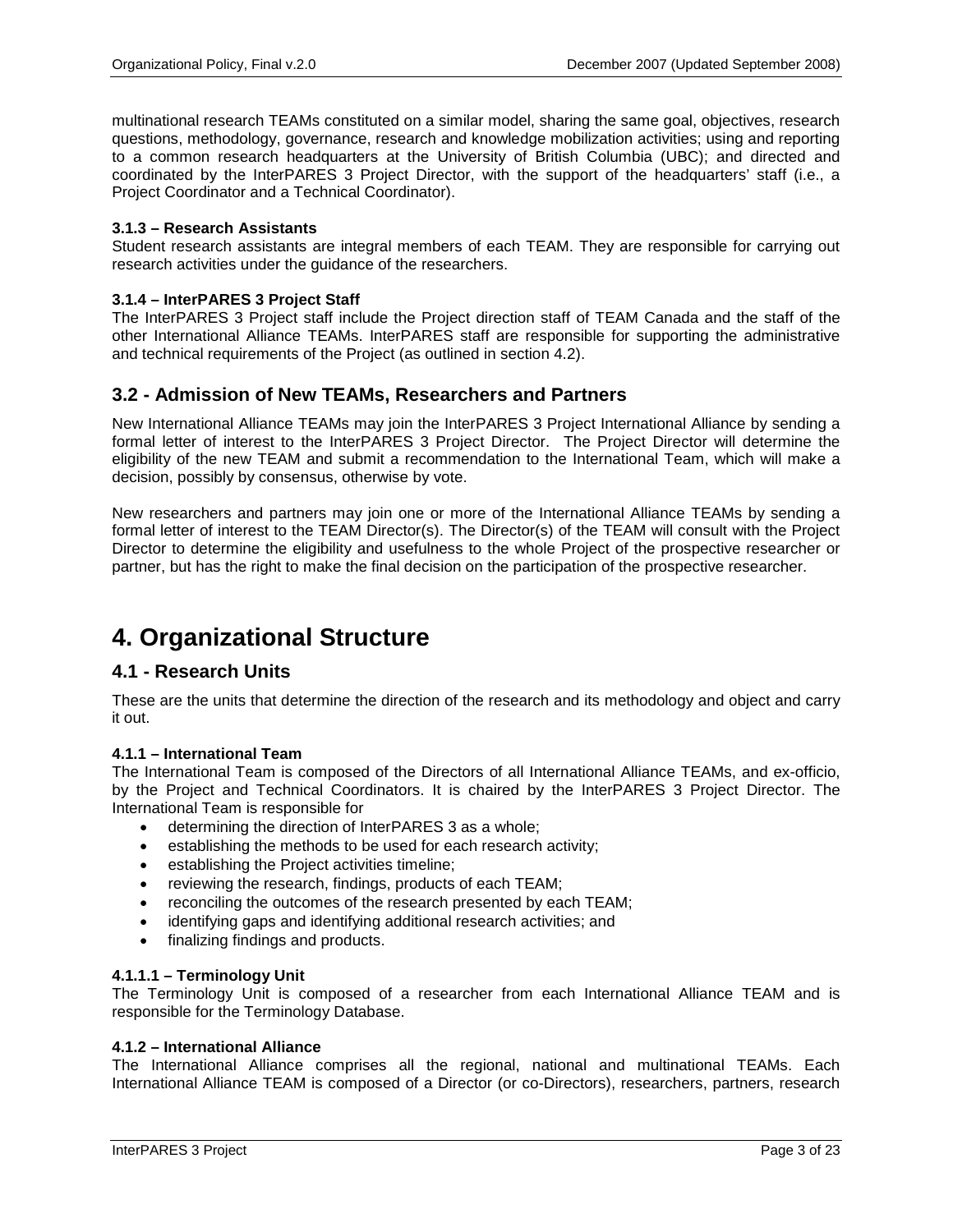multinational research TEAMs constituted on a similar model, sharing the same goal, objectives, research questions, methodology, governance, research and knowledge mobilization activities; using and reporting to a common research headquarters at the University of British Columbia (UBC); and directed and coordinated by the InterPARES 3 Project Director, with the support of the headquarters' staff (i.e., a Project Coordinator and a Technical Coordinator).

**3.1.3 – Research Assistants**

Student research assistants are integral members of each TEAM. They are responsible for carrying out research activities under the guidance of the researchers.

**3.1.4 – InterPARES 3 Project Staff**

The InterPARES 3 Project staff include the Project direction staff of TEAM Canada and the staff of the other International Alliance TEAMs. InterPARES staff are responsible for supporting the administrative and technical requirements of the Project (as outlined in section 4.2).

## 3.2 - Admission of New TEAMs, Researchers and Partners

New International Alliance TEAMs may join the InterPARES 3 Project International Alliance by sending a formal letter of interest to the InterPARES 3 Project Director. The Project Director will determine the eligibility of the new TEAM and submit a recommendation to the International Team, which will make a decision, possibly by consensus, otherwise by vote.

New researchers and partners may join one or more of the International Alliance TEAMs by sending a formal letter of interest to the TEAM Director(s). The Director(s) of the TEAM will consult with the Project Director to determine the eligibility and usefulness to the whole Project of the prospective researcher or partner, but has the right to make the final decision on the participation of the prospective researcher.

# 4. Organizational Structure

## 4.1 - Research Units

These are the units that determine the direction of the research and its methodology and object and carry it out.

**4.1.1 – International Team**

The International Team is composed of the Directors of all International Alliance TEAMs, and ex-officio, by the Project and Technical Coordinators. It is chaired by the InterPARES 3 Project Director. The International Team is responsible for

- determining the direction of InterPARES 3 as a whole;
- establishing the methods to be used for each research activity;
- establishing the Project activities timeline;
- reviewing the research, findings, products of each TEAM;
- reconciling the outcomes of the research presented by each TEAM;
- identifying gaps and identifying additional research activities; and
- finalizing findings and products.

**4.1.1.1 – Terminology Unit**

The Terminology Unit is composed of a researcher from each International Alliance TEAM and is responsible for the Terminology Database.

**4.1.2 – International Alliance**

The International Alliance comprises all the regional, national and multinational TEAMs. Each International Alliance TEAM is composed of a Director (or co-Directors), researchers, partners, research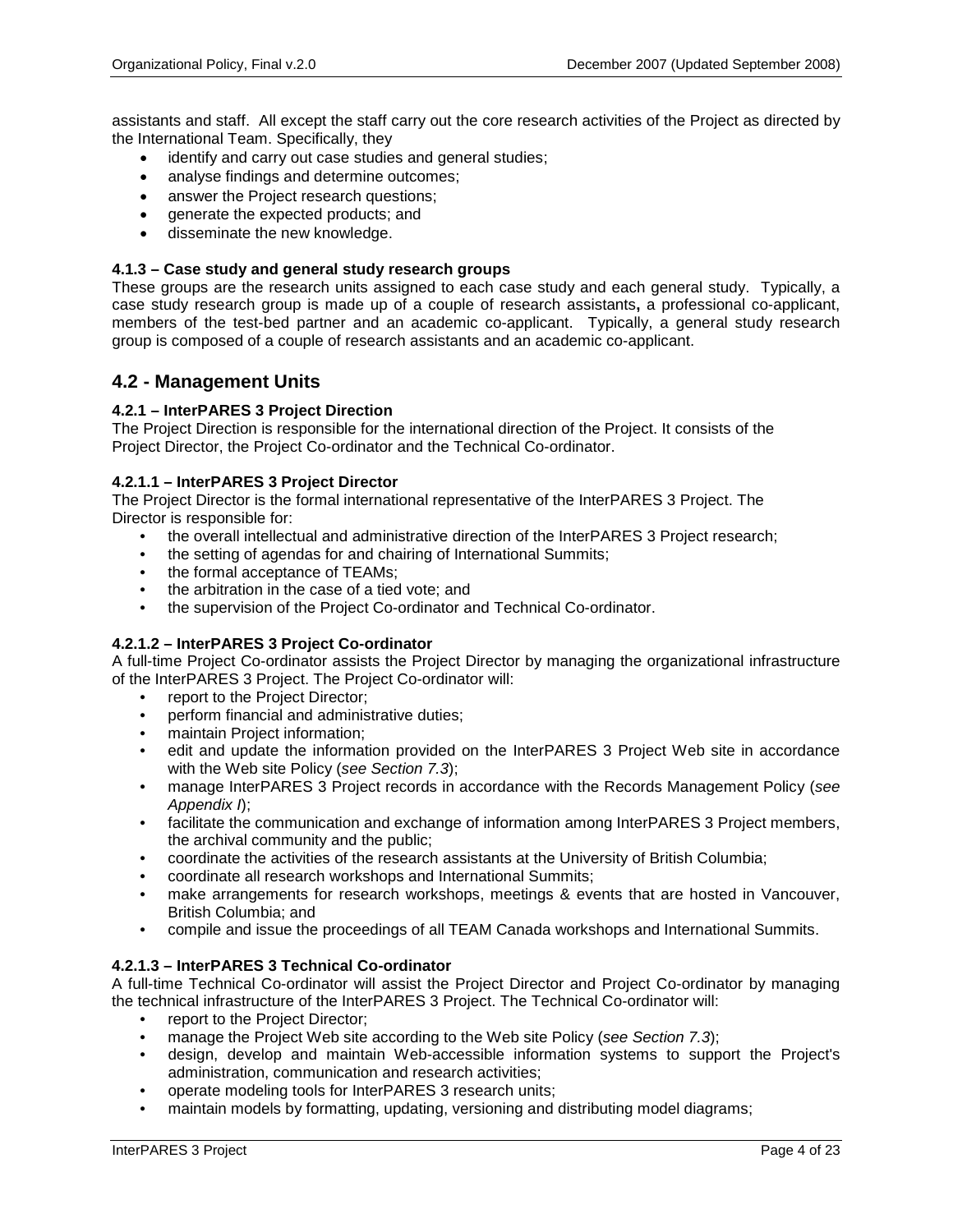assistants and staff. All except the staff carry out the core research activities of the Project as directed by the International Team. Specifically, they

- identify and carry out case studies and general studies;
- analyse findings and determine outcomes;
- answer the Project research questions;
- generate the expected products; and
- disseminate the new knowledge.

#### 4.1.3 – Case study and general study research groups

These groups are the research units assigned to each case study and each general study. Typically, a case study research group is made up of a couple of research assistants**,** a professional co-applicant, members of the test-bed partner and an academic co-applicant. Typically, a general study research group is composed of a couple of research assistants and an academic co-applicant.

## 4.2 - Management Units

#### 4.2.1 – InterPARES 3 Project Direction

The Project Direction is responsible for the international direction of the Project. It consists of the Project Director, the Project Co-ordinator and the Technical Co-ordinator.

#### 4.2.1.1 – InterPARES 3 Project Director

The Project Director is the formal international representative of the InterPARES 3 Project. The Director is responsible for:

- the overall intellectual and administrative direction of the InterPARES 3 Project research;
- the setting of agendas for and chairing of International Summits;
- the formal acceptance of TEAMs;
- the arbitration in the case of a tied vote; and
- the supervision of the Project Co-ordinator and Technical Co-ordinator.

#### 4.2.1.2 – InterPARES 3 Project Co-ordinator

A full-time Project Co-ordinator assists the Project Director by managing the organizational infrastructure of the InterPARES 3 Project. The Project Co-ordinator will:

- report to the Project Director;
- perform financial and administrative duties;
- maintain Project information;
- edit and update the information provided on the InterPARES 3 Project Web site in accordance with the Web site Policy (*see Section 7.3*);
- manage InterPARES 3 Project records in accordance with the Records Management Policy (*see Appendix I*);
- facilitate the communication and exchange of information among InterPARES 3 Project members, the archival community and the public;
- coordinate the activities of the research assistants at the University of British Columbia;
- coordinate all research workshops and International Summits;
- make arrangements for research workshops, meetings & events that are hosted in Vancouver, British Columbia; and
- compile and issue the proceedings of all TEAM Canada workshops and International Summits.

#### 4.2.1.3 – InterPARES 3 Technical Co-ordinator

A full-time Technical Co-ordinator will assist the Project Director and Project Co-ordinator by managing the technical infrastructure of the InterPARES 3 Project. The Technical Co-ordinator will:

- report to the Project Director;
- manage the Project Web site according to the Web site Policy (*see Section 7.3*);
- design, develop and maintain Web-accessible information systems to support the Project's administration, communication and research activities;
- operate modeling tools for InterPARES 3 research units;
- maintain models by formatting, updating, versioning and distributing model diagrams;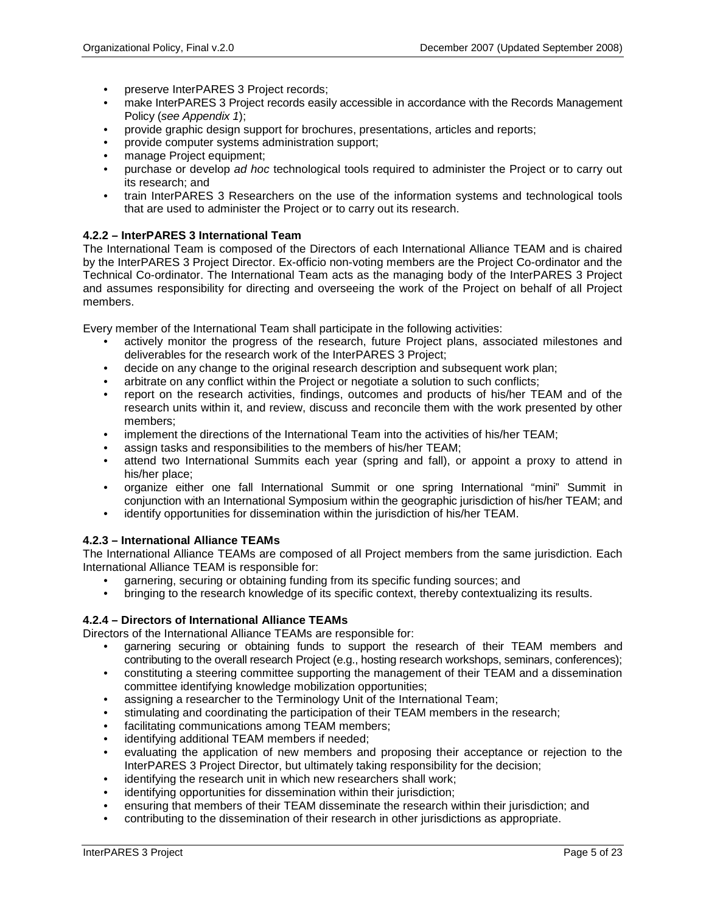- preserve InterPARES 3 Project records;
- make InterPARES 3 Project records easily accessible in accordance with the Records Management Policy (*see Appendix 1*);
- provide graphic design support for brochures, presentations, articles and reports;
- provide computer systems administration support;
- manage Project equipment;
- purchase or develop *ad hoc* technological tools required to administer the Project or to carry out its research; and
- train InterPARES 3 Researchers on the use of the information systems and technological tools that are used to administer the Project or to carry out its research.

#### 4.2.2 – InterPARES 3 International Team

The International Team is composed of the Directors of each International Alliance TEAM and is chaired by the InterPARES 3 Project Director. Ex-officio non-voting members are the Project Co-ordinator and the Technical Co-ordinator. The International Team acts as the managing body of the InterPARES 3 Project and assumes responsibility for directing and overseeing the work of the Project on behalf of all Project members.

Every member of the International Team shall participate in the following activities:

- actively monitor the progress of the research, future Project plans, associated milestones and deliverables for the research work of the InterPARES 3 Project;
- decide on any change to the original research description and subsequent work plan;
- arbitrate on any conflict within the Project or negotiate a solution to such conflicts;
- report on the research activities, findings, outcomes and products of his/her TEAM and of the research units within it, and review, discuss and reconcile them with the work presented by other members;
- implement the directions of the International Team into the activities of his/her TEAM;
- assign tasks and responsibilities to the members of his/her TEAM;
- attend two International Summits each year (spring and fall), or appoint a proxy to attend in his/her place;
- organize either one fall International Summit or one spring International "mini" Summit in conjunction with an International Symposium within the geographic jurisdiction of his/her TEAM; and
- identify opportunities for dissemination within the jurisdiction of his/her TEAM.

#### 4.2.3 – International Alliance TEAMs

The International Alliance TEAMs are composed of all Project members from the same jurisdiction. Each International Alliance TEAM is responsible for:

- garnering, securing or obtaining funding from its specific funding sources; and
- bringing to the research knowledge of its specific context, thereby contextualizing its results.

#### 4.2.4 – Directors of International Alliance TEAMs

Directors of the International Alliance TEAMs are responsible for:

- garnering securing or obtaining funds to support the research of their TEAM members and contributing to the overall research Project (e.g., hosting research workshops, seminars, conferences);
- constituting a steering committee supporting the management of their TEAM and a dissemination committee identifying knowledge mobilization opportunities;
- assigning a researcher to the Terminology Unit of the International Team;
- stimulating and coordinating the participation of their TEAM members in the research;
- facilitating communications among TEAM members;
- identifying additional TEAM members if needed;
- evaluating the application of new members and proposing their acceptance or rejection to the InterPARES 3 Project Director, but ultimately taking responsibility for the decision;
- identifying the research unit in which new researchers shall work;
- identifying opportunities for dissemination within their jurisdiction;
- ensuring that members of their TEAM disseminate the research within their jurisdiction; and
- contributing to the dissemination of their research in other jurisdictions as appropriate.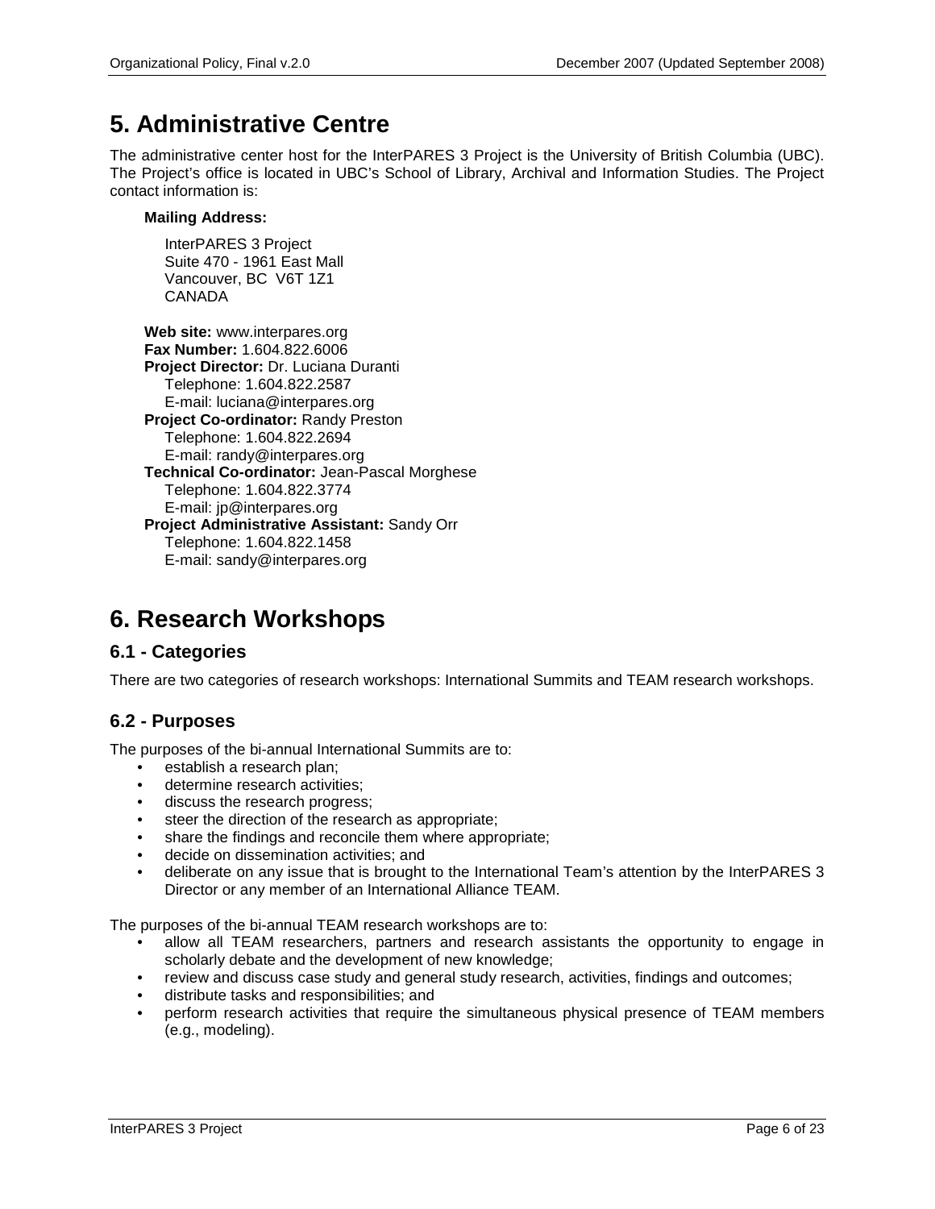# 5. Administrative Centre

The administrative center host for the InterPARES 3 Project is the University of British Columbia (UBC). The Project's office is located in UBC's School of Library, Archival and Information Studies. The Project contact information is:

**Mailing Address:**

InterPARES 3 Project
Suite 470 - 1961 East Mall
Vancouver, BC V6T 1Z1
CANADA

**Web site:** www.interpares.org
**Fax Number:** 1.604.822.6006
**Project Director:** Dr. Luciana Duranti
Telephone: 1.604.822.2587
E-mail: luciana@interpares.org
**Project Co-ordinator:** Randy Preston
Telephone: 1.604.822.2694
E-mail: randy@interpares.org
**Technical Co-ordinator:** Jean-Pascal Morghese
Telephone: 1.604.822.3774
E-mail: jp@interpares.org
**Project Administrative Assistant:** Sandy Orr
Telephone: 1.604.822.1458
E-mail: sandy@interpares.org

# 6. Research Workshops

## 6.1 - Categories

There are two categories of research workshops: International Summits and TEAM research workshops.

## 6.2 - Purposes

The purposes of the bi-annual International Summits are to:

- establish a research plan;
- determine research activities;
- discuss the research progress;
- steer the direction of the research as appropriate;
- share the findings and reconcile them where appropriate;
- decide on dissemination activities; and
- deliberate on any issue that is brought to the International Team's attention by the InterPARES 3 Director or any member of an International Alliance TEAM.

The purposes of the bi-annual TEAM research workshops are to:

- allow all TEAM researchers, partners and research assistants the opportunity to engage in scholarly debate and the development of new knowledge;
- review and discuss case study and general study research, activities, findings and outcomes;
- distribute tasks and responsibilities; and
- perform research activities that require the simultaneous physical presence of TEAM members (e.g., modeling).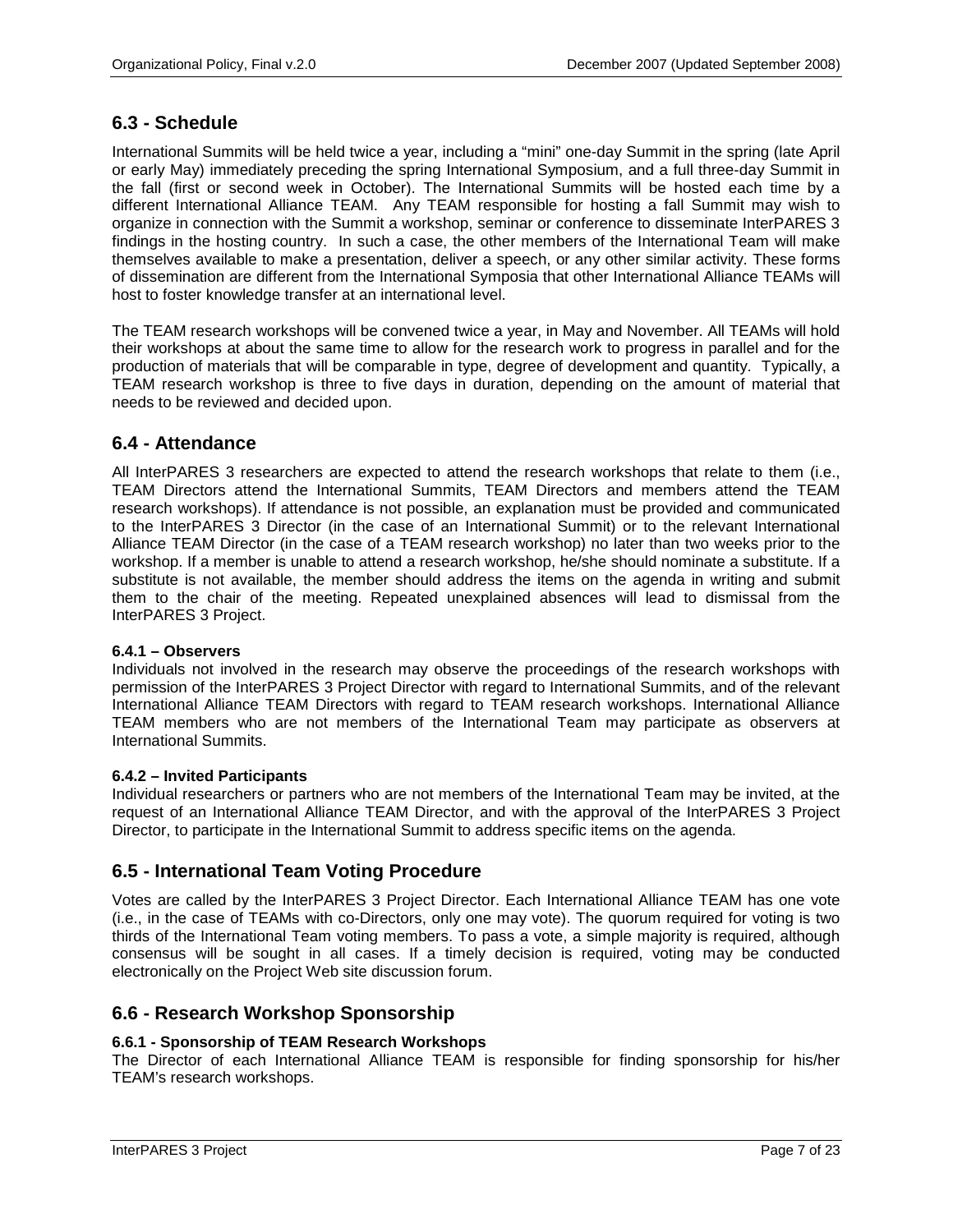## 6.3 - Schedule

International Summits will be held twice a year, including a "mini" one-day Summit in the spring (late April or early May) immediately preceding the spring International Symposium, and a full three-day Summit in the fall (first or second week in October). The International Summits will be hosted each time by a different International Alliance TEAM. Any TEAM responsible for hosting a fall Summit may wish to organize in connection with the Summit a workshop, seminar or conference to disseminate InterPARES 3 findings in the hosting country. In such a case, the other members of the International Team will make themselves available to make a presentation, deliver a speech, or any other similar activity. These forms of dissemination are different from the International Symposia that other International Alliance TEAMs will host to foster knowledge transfer at an international level.

The TEAM research workshops will be convened twice a year, in May and November. All TEAMs will hold their workshops at about the same time to allow for the research work to progress in parallel and for the production of materials that will be comparable in type, degree of development and quantity. Typically, a TEAM research workshop is three to five days in duration, depending on the amount of material that needs to be reviewed and decided upon.

## 6.4 - Attendance

All InterPARES 3 researchers are expected to attend the research workshops that relate to them (i.e., TEAM Directors attend the International Summits, TEAM Directors and members attend the TEAM research workshops). If attendance is not possible, an explanation must be provided and communicated to the InterPARES 3 Director (in the case of an International Summit) or to the relevant International Alliance TEAM Director (in the case of a TEAM research workshop) no later than two weeks prior to the workshop. If a member is unable to attend a research workshop, he/she should nominate a substitute. If a substitute is not available, the member should address the items on the agenda in writing and submit them to the chair of the meeting. Repeated unexplained absences will lead to dismissal from the InterPARES 3 Project.

#### 6.4.1 – Observers

Individuals not involved in the research may observe the proceedings of the research workshops with permission of the InterPARES 3 Project Director with regard to International Summits, and of the relevant International Alliance TEAM Directors with regard to TEAM research workshops. International Alliance TEAM members who are not members of the International Team may participate as observers at International Summits.

#### 6.4.2 – Invited Participants

Individual researchers or partners who are not members of the International Team may be invited, at the request of an International Alliance TEAM Director, and with the approval of the InterPARES 3 Project Director, to participate in the International Summit to address specific items on the agenda.

## 6.5 - International Team Voting Procedure

Votes are called by the InterPARES 3 Project Director. Each International Alliance TEAM has one vote (i.e., in the case of TEAMs with co-Directors, only one may vote). The quorum required for voting is two thirds of the International Team voting members. To pass a vote, a simple majority is required, although consensus will be sought in all cases. If a timely decision is required, voting may be conducted electronically on the Project Web site discussion forum.

## 6.6 - Research Workshop Sponsorship

#### 6.6.1 - Sponsorship of TEAM Research Workshops

The Director of each International Alliance TEAM is responsible for finding sponsorship for his/her TEAM's research workshops.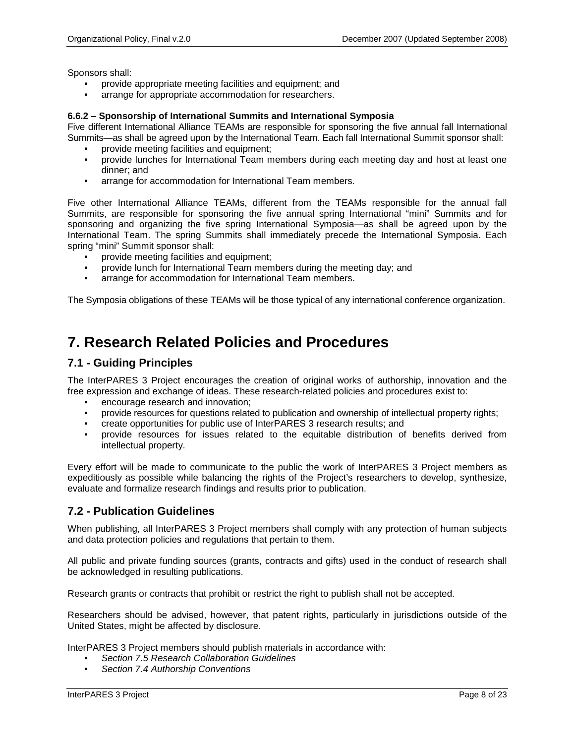Sponsors shall:

- provide appropriate meeting facilities and equipment; and
- arrange for appropriate accommodation for researchers.

**6.6.2 – Sponsorship of International Summits and International Symposia**

Five different International Alliance TEAMs are responsible for sponsoring the five annual fall International Summits—as shall be agreed upon by the International Team. Each fall International Summit sponsor shall:

- provide meeting facilities and equipment;
- provide lunches for International Team members during each meeting day and host at least one dinner; and
- arrange for accommodation for International Team members.

Five other International Alliance TEAMs, different from the TEAMs responsible for the annual fall Summits, are responsible for sponsoring the five annual spring International "mini" Summits and for sponsoring and organizing the five spring International Symposia—as shall be agreed upon by the International Team. The spring Summits shall immediately precede the International Symposia. Each spring "mini" Summit sponsor shall:

- provide meeting facilities and equipment;
- provide lunch for International Team members during the meeting day; and
- arrange for accommodation for International Team members.

The Symposia obligations of these TEAMs will be those typical of any international conference organization.

# 7. Research Related Policies and Procedures

## 7.1 - Guiding Principles

The InterPARES 3 Project encourages the creation of original works of authorship, innovation and the free expression and exchange of ideas. These research-related policies and procedures exist to:

- encourage research and innovation;
- provide resources for questions related to publication and ownership of intellectual property rights;
- create opportunities for public use of InterPARES 3 research results; and
- provide resources for issues related to the equitable distribution of benefits derived from intellectual property.

Every effort will be made to communicate to the public the work of InterPARES 3 Project members as expeditiously as possible while balancing the rights of the Project's researchers to develop, synthesize, evaluate and formalize research findings and results prior to publication.

## 7.2 - Publication Guidelines

When publishing, all InterPARES 3 Project members shall comply with any protection of human subjects and data protection policies and regulations that pertain to them.

All public and private funding sources (grants, contracts and gifts) used in the conduct of research shall be acknowledged in resulting publications.

Research grants or contracts that prohibit or restrict the right to publish shall not be accepted.

Researchers should be advised, however, that patent rights, particularly in jurisdictions outside of the United States, might be affected by disclosure.

InterPARES 3 Project members should publish materials in accordance with:

- *Section 7.5 Research Collaboration Guidelines*
- *Section 7.4 Authorship Conventions*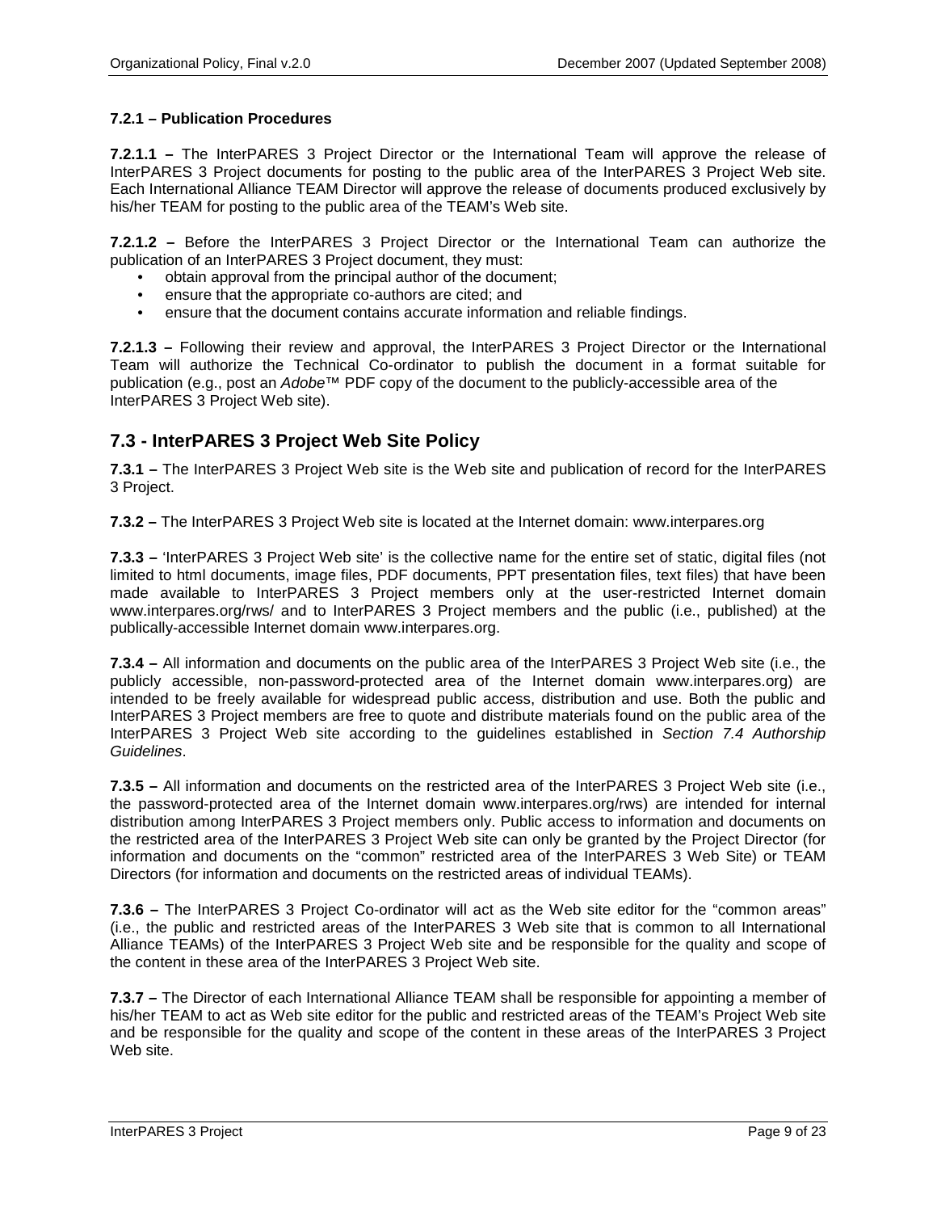#### 7.2.1 – Publication Procedures

**7.2.1.1 –** The InterPARES 3 Project Director or the International Team will approve the release of InterPARES 3 Project documents for posting to the public area of the InterPARES 3 Project Web site. Each International Alliance TEAM Director will approve the release of documents produced exclusively by his/her TEAM for posting to the public area of the TEAM's Web site.

**7.2.1.2 –** Before the InterPARES 3 Project Director or the International Team can authorize the publication of an InterPARES 3 Project document, they must:

- obtain approval from the principal author of the document;
- ensure that the appropriate co-authors are cited; and
- ensure that the document contains accurate information and reliable findings.

**7.2.1.3 –** Following their review and approval, the InterPARES 3 Project Director or the International Team will authorize the Technical Co-ordinator to publish the document in a format suitable for publication (e.g., post an *Adobe*™ PDF copy of the document to the publicly-accessible area of the InterPARES 3 Project Web site).

## 7.3 - InterPARES 3 Project Web Site Policy

**7.3.1 –** The InterPARES 3 Project Web site is the Web site and publication of record for the InterPARES 3 Project.

**7.3.2 –** The InterPARES 3 Project Web site is located at the Internet domain: www.interpares.org

**7.3.3 –** 'InterPARES 3 Project Web site' is the collective name for the entire set of static, digital files (not limited to html documents, image files, PDF documents, PPT presentation files, text files) that have been made available to InterPARES 3 Project members only at the user-restricted Internet domain www.interpares.org/rws/ and to InterPARES 3 Project members and the public (i.e., published) at the publically-accessible Internet domain www.interpares.org.

**7.3.4 –** All information and documents on the public area of the InterPARES 3 Project Web site (i.e., the publicly accessible, non-password-protected area of the Internet domain www.interpares.org) are intended to be freely available for widespread public access, distribution and use. Both the public and InterPARES 3 Project members are free to quote and distribute materials found on the public area of the InterPARES 3 Project Web site according to the guidelines established in *Section 7.4 Authorship Guidelines*.

**7.3.5 –** All information and documents on the restricted area of the InterPARES 3 Project Web site (i.e., the password-protected area of the Internet domain www.interpares.org/rws) are intended for internal distribution among InterPARES 3 Project members only. Public access to information and documents on the restricted area of the InterPARES 3 Project Web site can only be granted by the Project Director (for information and documents on the "common" restricted area of the InterPARES 3 Web Site) or TEAM Directors (for information and documents on the restricted areas of individual TEAMs).

**7.3.6 –** The InterPARES 3 Project Co-ordinator will act as the Web site editor for the "common areas" (i.e., the public and restricted areas of the InterPARES 3 Web site that is common to all International Alliance TEAMs) of the InterPARES 3 Project Web site and be responsible for the quality and scope of the content in these area of the InterPARES 3 Project Web site.

**7.3.7 –** The Director of each International Alliance TEAM shall be responsible for appointing a member of his/her TEAM to act as Web site editor for the public and restricted areas of the TEAM's Project Web site and be responsible for the quality and scope of the content in these areas of the InterPARES 3 Project Web site.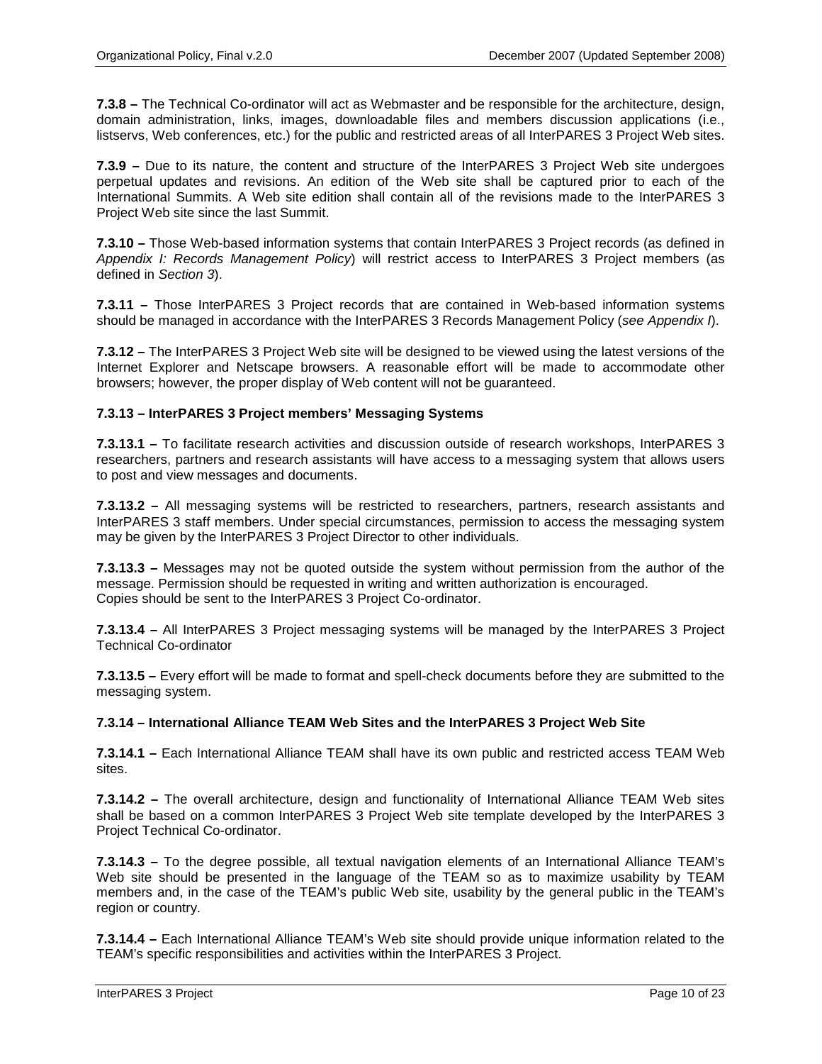**7.3.8 –** The Technical Co-ordinator will act as Webmaster and be responsible for the architecture, design, domain administration, links, images, downloadable files and members discussion applications (i.e., listservs, Web conferences, etc.) for the public and restricted areas of all InterPARES 3 Project Web sites.

**7.3.9 –** Due to its nature, the content and structure of the InterPARES 3 Project Web site undergoes perpetual updates and revisions. An edition of the Web site shall be captured prior to each of the International Summits. A Web site edition shall contain all of the revisions made to the InterPARES 3 Project Web site since the last Summit.

**7.3.10 –** Those Web-based information systems that contain InterPARES 3 Project records (as defined in *Appendix I: Records Management Policy*) will restrict access to InterPARES 3 Project members (as defined in *Section 3*).

**7.3.11 –** Those InterPARES 3 Project records that are contained in Web-based information systems should be managed in accordance with the InterPARES 3 Records Management Policy (*see Appendix I*).

**7.3.12 –** The InterPARES 3 Project Web site will be designed to be viewed using the latest versions of the Internet Explorer and Netscape browsers. A reasonable effort will be made to accommodate other browsers; however, the proper display of Web content will not be guaranteed.

**7.3.13 – InterPARES 3 Project members' Messaging Systems**

**7.3.13.1 –** To facilitate research activities and discussion outside of research workshops, InterPARES 3 researchers, partners and research assistants will have access to a messaging system that allows users to post and view messages and documents.

**7.3.13.2 –** All messaging systems will be restricted to researchers, partners, research assistants and InterPARES 3 staff members. Under special circumstances, permission to access the messaging system may be given by the InterPARES 3 Project Director to other individuals.

**7.3.13.3 –** Messages may not be quoted outside the system without permission from the author of the message. Permission should be requested in writing and written authorization is encouraged.
Copies should be sent to the InterPARES 3 Project Co-ordinator.

**7.3.13.4 –** All InterPARES 3 Project messaging systems will be managed by the InterPARES 3 Project Technical Co-ordinator

**7.3.13.5 –** Every effort will be made to format and spell-check documents before they are submitted to the messaging system.

**7.3.14 – International Alliance TEAM Web Sites and the InterPARES 3 Project Web Site**

**7.3.14.1 –** Each International Alliance TEAM shall have its own public and restricted access TEAM Web sites.

**7.3.14.2 –** The overall architecture, design and functionality of International Alliance TEAM Web sites shall be based on a common InterPARES 3 Project Web site template developed by the InterPARES 3 Project Technical Co-ordinator.

**7.3.14.3 –** To the degree possible, all textual navigation elements of an International Alliance TEAM's Web site should be presented in the language of the TEAM so as to maximize usability by TEAM members and, in the case of the TEAM's public Web site, usability by the general public in the TEAM's region or country.

**7.3.14.4 –** Each International Alliance TEAM's Web site should provide unique information related to the TEAM's specific responsibilities and activities within the InterPARES 3 Project.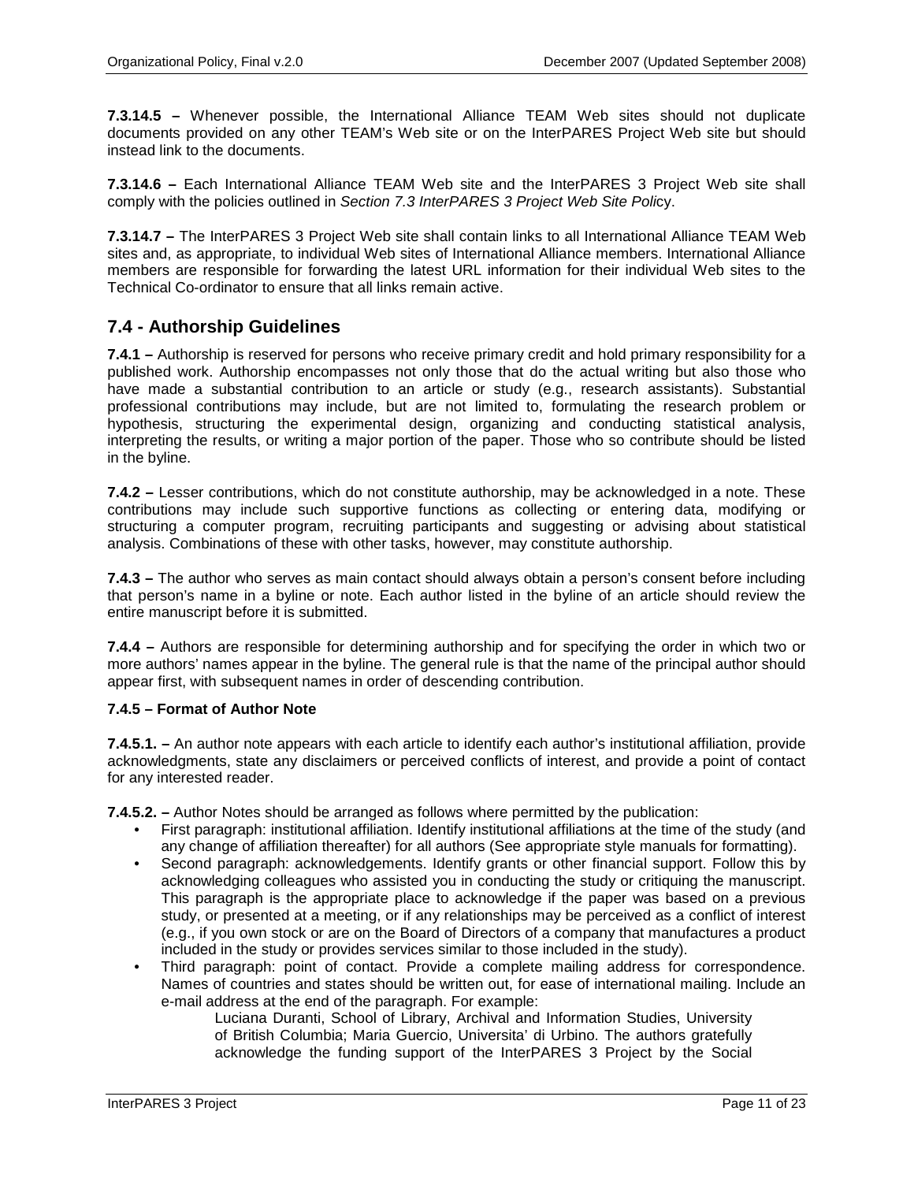**7.3.14.5 –** Whenever possible, the International Alliance TEAM Web sites should not duplicate documents provided on any other TEAM's Web site or on the InterPARES Project Web site but should instead link to the documents.

**7.3.14.6 –** Each International Alliance TEAM Web site and the InterPARES 3 Project Web site shall comply with the policies outlined in *Section 7.3 InterPARES 3 Project Web Site Policy*.

**7.3.14.7 –** The InterPARES 3 Project Web site shall contain links to all International Alliance TEAM Web sites and, as appropriate, to individual Web sites of International Alliance members. International Alliance members are responsible for forwarding the latest URL information for their individual Web sites to the Technical Co-ordinator to ensure that all links remain active.

## 7.4 - Authorship Guidelines

**7.4.1 –** Authorship is reserved for persons who receive primary credit and hold primary responsibility for a published work. Authorship encompasses not only those that do the actual writing but also those who have made a substantial contribution to an article or study (e.g., research assistants). Substantial professional contributions may include, but are not limited to, formulating the research problem or hypothesis, structuring the experimental design, organizing and conducting statistical analysis, interpreting the results, or writing a major portion of the paper. Those who so contribute should be listed in the byline.

**7.4.2 –** Lesser contributions, which do not constitute authorship, may be acknowledged in a note. These contributions may include such supportive functions as collecting or entering data, modifying or structuring a computer program, recruiting participants and suggesting or advising about statistical analysis. Combinations of these with other tasks, however, may constitute authorship.

**7.4.3 –** The author who serves as main contact should always obtain a person's consent before including that person's name in a byline or note. Each author listed in the byline of an article should review the entire manuscript before it is submitted.

**7.4.4 –** Authors are responsible for determining authorship and for specifying the order in which two or more authors' names appear in the byline. The general rule is that the name of the principal author should appear first, with subsequent names in order of descending contribution.

**7.4.5 – Format of Author Note**

**7.4.5.1. –** An author note appears with each article to identify each author's institutional affiliation, provide acknowledgments, state any disclaimers or perceived conflicts of interest, and provide a point of contact for any interested reader.

**7.4.5.2. –** Author Notes should be arranged as follows where permitted by the publication:

- First paragraph: institutional affiliation. Identify institutional affiliations at the time of the study (and any change of affiliation thereafter) for all authors (See appropriate style manuals for formatting).
- Second paragraph: acknowledgements. Identify grants or other financial support. Follow this by acknowledging colleagues who assisted you in conducting the study or critiquing the manuscript. This paragraph is the appropriate place to acknowledge if the paper was based on a previous study, or presented at a meeting, or if any relationships may be perceived as a conflict of interest (e.g., if you own stock or are on the Board of Directors of a company that manufactures a product included in the study or provides services similar to those included in the study).
- Third paragraph: point of contact. Provide a complete mailing address for correspondence. Names of countries and states should be written out, for ease of international mailing. Include an e-mail address at the end of the paragraph. For example:

  > Luciana Duranti, School of Library, Archival and Information Studies, University of British Columbia; Maria Guercio, Universita' di Urbino. The authors gratefully acknowledge the funding support of the InterPARES 3 Project by the Social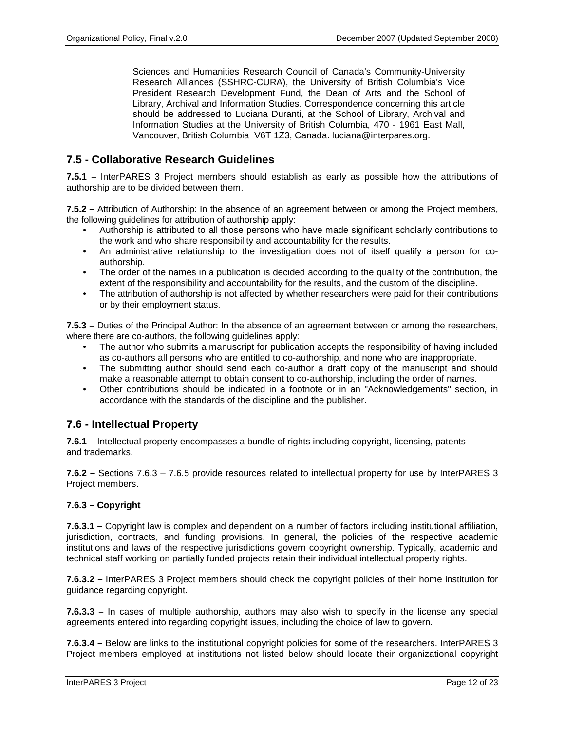Sciences and Humanities Research Council of Canada's Community-University Research Alliances (SSHRC-CURA), the University of British Columbia's Vice President Research Development Fund, the Dean of Arts and the School of Library, Archival and Information Studies. Correspondence concerning this article should be addressed to Luciana Duranti, at the School of Library, Archival and Information Studies at the University of British Columbia, 470 - 1961 East Mall, Vancouver, British Columbia V6T 1Z3, Canada. luciana@interpares.org.

## 7.5 - Collaborative Research Guidelines

**7.5.1 –** InterPARES 3 Project members should establish as early as possible how the attributions of authorship are to be divided between them.

**7.5.2 –** Attribution of Authorship: In the absence of an agreement between or among the Project members, the following guidelines for attribution of authorship apply:

- Authorship is attributed to all those persons who have made significant scholarly contributions to the work and who share responsibility and accountability for the results.
- An administrative relationship to the investigation does not of itself qualify a person for co-authorship.
- The order of the names in a publication is decided according to the quality of the contribution, the extent of the responsibility and accountability for the results, and the custom of the discipline.
- The attribution of authorship is not affected by whether researchers were paid for their contributions or by their employment status.

**7.5.3 –** Duties of the Principal Author: In the absence of an agreement between or among the researchers, where there are co-authors, the following guidelines apply:

- The author who submits a manuscript for publication accepts the responsibility of having included as co-authors all persons who are entitled to co-authorship, and none who are inappropriate.
- The submitting author should send each co-author a draft copy of the manuscript and should make a reasonable attempt to obtain consent to co-authorship, including the order of names.
- Other contributions should be indicated in a footnote or in an "Acknowledgements" section, in accordance with the standards of the discipline and the publisher.

## 7.6 - Intellectual Property

**7.6.1 –** Intellectual property encompasses a bundle of rights including copyright, licensing, patents and trademarks.

**7.6.2 –** Sections 7.6.3 – 7.6.5 provide resources related to intellectual property for use by InterPARES 3 Project members.

### 7.6.3 – Copyright

**7.6.3.1 –** Copyright law is complex and dependent on a number of factors including institutional affiliation, jurisdiction, contracts, and funding provisions. In general, the policies of the respective academic institutions and laws of the respective jurisdictions govern copyright ownership. Typically, academic and technical staff working on partially funded projects retain their individual intellectual property rights.

**7.6.3.2 –** InterPARES 3 Project members should check the copyright policies of their home institution for guidance regarding copyright.

**7.6.3.3 –** In cases of multiple authorship, authors may also wish to specify in the license any special agreements entered into regarding copyright issues, including the choice of law to govern.

**7.6.3.4 –** Below are links to the institutional copyright policies for some of the researchers. InterPARES 3 Project members employed at institutions not listed below should locate their organizational copyright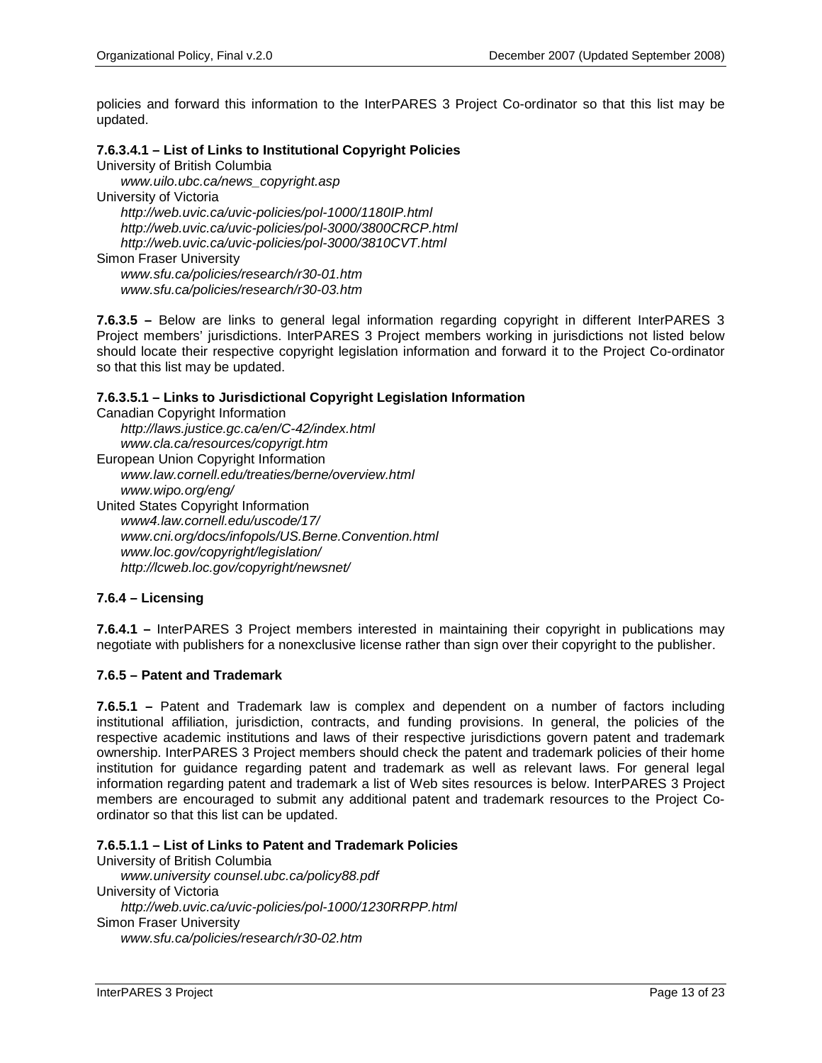policies and forward this information to the InterPARES 3 Project Co-ordinator so that this list may be updated.

**7.6.3.4.1 – List of Links to Institutional Copyright Policies**

University of British Columbia

*www.uilo.ubc.ca/news_copyright.asp*

University of Victoria

*http://web.uvic.ca/uvic-policies/pol-1000/1180IP.html*
*http://web.uvic.ca/uvic-policies/pol-3000/3800CRCP.html*
*http://web.uvic.ca/uvic-policies/pol-3000/3810CVT.html*

Simon Fraser University

*www.sfu.ca/policies/research/r30-01.htm*
*www.sfu.ca/policies/research/r30-03.htm*

**7.6.3.5 –** Below are links to general legal information regarding copyright in different InterPARES 3 Project members' jurisdictions. InterPARES 3 Project members working in jurisdictions not listed below should locate their respective copyright legislation information and forward it to the Project Co-ordinator so that this list may be updated.

**7.6.3.5.1 – Links to Jurisdictional Copyright Legislation Information**

Canadian Copyright Information

*http://laws.justice.gc.ca/en/C-42/index.html*
*www.cla.ca/resources/copyrigt.htm*

European Union Copyright Information

*www.law.cornell.edu/treaties/berne/overview.html*
*www.wipo.org/eng/*

United States Copyright Information

*www4.law.cornell.edu/uscode/17/*
*www.cni.org/docs/infopols/US.Berne.Convention.html*
*www.loc.gov/copyright/legislation/*
*http://lcweb.loc.gov/copyright/newsnet/*

**7.6.4 – Licensing**

**7.6.4.1 –** InterPARES 3 Project members interested in maintaining their copyright in publications may negotiate with publishers for a nonexclusive license rather than sign over their copyright to the publisher.

**7.6.5 – Patent and Trademark**

**7.6.5.1 –** Patent and Trademark law is complex and dependent on a number of factors including institutional affiliation, jurisdiction, contracts, and funding provisions. In general, the policies of the respective academic institutions and laws of their respective jurisdictions govern patent and trademark ownership. InterPARES 3 Project members should check the patent and trademark policies of their home institution for guidance regarding patent and trademark as well as relevant laws. For general legal information regarding patent and trademark a list of Web sites resources is below. InterPARES 3 Project members are encouraged to submit any additional patent and trademark resources to the Project Co-ordinator so that this list can be updated.

**7.6.5.1.1 – List of Links to Patent and Trademark Policies**

University of British Columbia

*www.university counsel.ubc.ca/policy88.pdf*

University of Victoria

*http://web.uvic.ca/uvic-policies/pol-1000/1230RRPP.html*

Simon Fraser University

*www.sfu.ca/policies/research/r30-02.htm*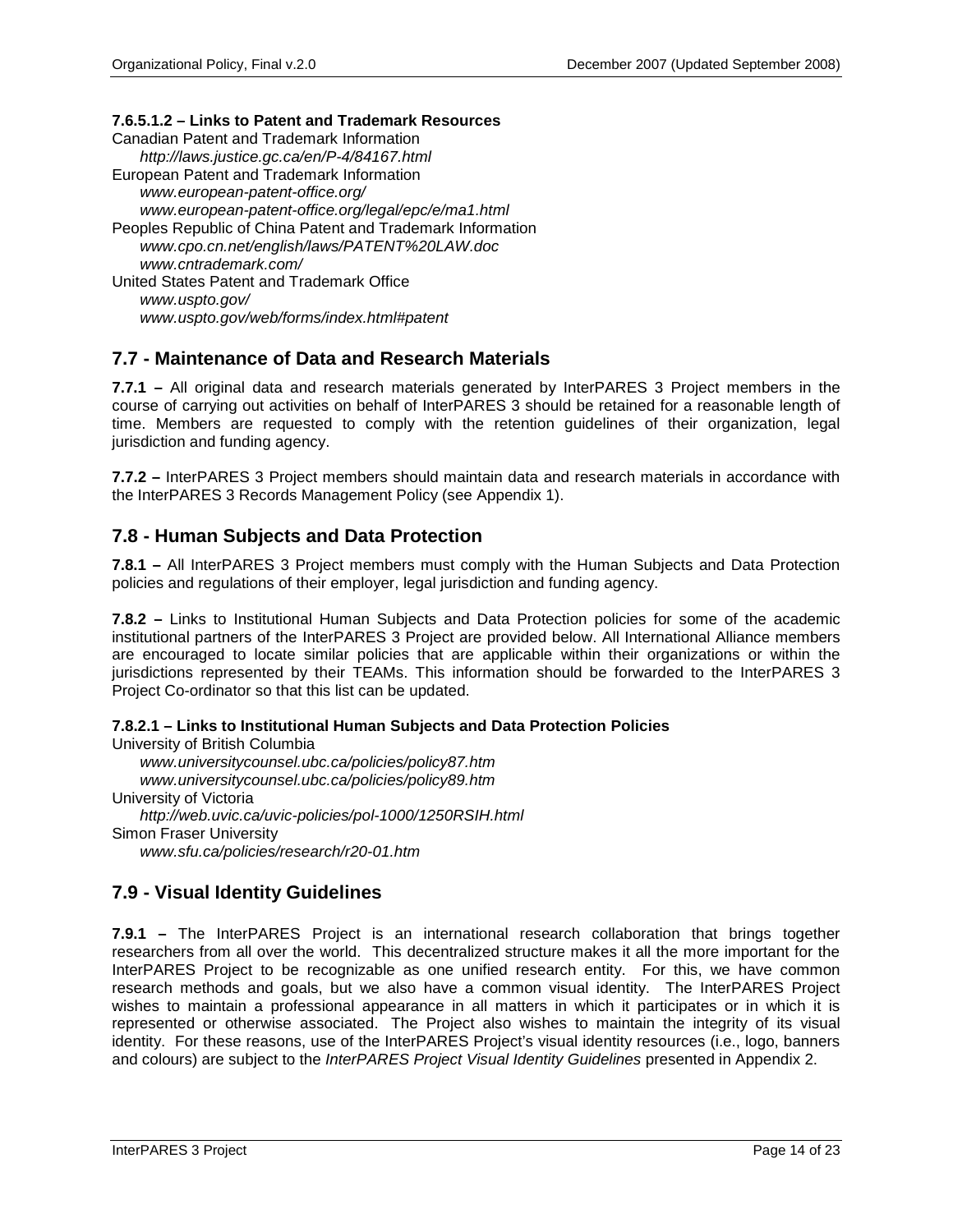#### 7.6.5.1.2 – Links to Patent and Trademark Resources

Canadian Patent and Trademark Information
*http://laws.justice.gc.ca/en/P-4/84167.html*
European Patent and Trademark Information
*www.european-patent-office.org/*
*www.european-patent-office.org/legal/epc/e/ma1.html*
Peoples Republic of China Patent and Trademark Information
*www.cpo.cn.net/english/laws/PATENT%20LAW.doc*
*www.cntrademark.com/*
United States Patent and Trademark Office
*www.uspto.gov/*
*www.uspto.gov/web/forms/index.html#patent*

## 7.7 - Maintenance of Data and Research Materials

**7.7.1 –** All original data and research materials generated by InterPARES 3 Project members in the course of carrying out activities on behalf of InterPARES 3 should be retained for a reasonable length of time. Members are requested to comply with the retention guidelines of their organization, legal jurisdiction and funding agency.

**7.7.2 –** InterPARES 3 Project members should maintain data and research materials in accordance with the InterPARES 3 Records Management Policy (see Appendix 1).

## 7.8 - Human Subjects and Data Protection

**7.8.1 –** All InterPARES 3 Project members must comply with the Human Subjects and Data Protection policies and regulations of their employer, legal jurisdiction and funding agency.

**7.8.2 –** Links to Institutional Human Subjects and Data Protection policies for some of the academic institutional partners of the InterPARES 3 Project are provided below. All International Alliance members are encouraged to locate similar policies that are applicable within their organizations or within the jurisdictions represented by their TEAMs. This information should be forwarded to the InterPARES 3 Project Co-ordinator so that this list can be updated.

#### 7.8.2.1 – Links to Institutional Human Subjects and Data Protection Policies

University of British Columbia
*www.universitycounsel.ubc.ca/policies/policy87.htm*
*www.universitycounsel.ubc.ca/policies/policy89.htm*
University of Victoria
*http://web.uvic.ca/uvic-policies/pol-1000/1250RSIH.html*
Simon Fraser University
*www.sfu.ca/policies/research/r20-01.htm*

## 7.9 - Visual Identity Guidelines

**7.9.1 –** The InterPARES Project is an international research collaboration that brings together researchers from all over the world. This decentralized structure makes it all the more important for the InterPARES Project to be recognizable as one unified research entity. For this, we have common research methods and goals, but we also have a common visual identity. The InterPARES Project wishes to maintain a professional appearance in all matters in which it participates or in which it is represented or otherwise associated. The Project also wishes to maintain the integrity of its visual identity. For these reasons, use of the InterPARES Project's visual identity resources (i.e., logo, banners and colours) are subject to the *InterPARES Project Visual Identity Guidelines* presented in Appendix 2.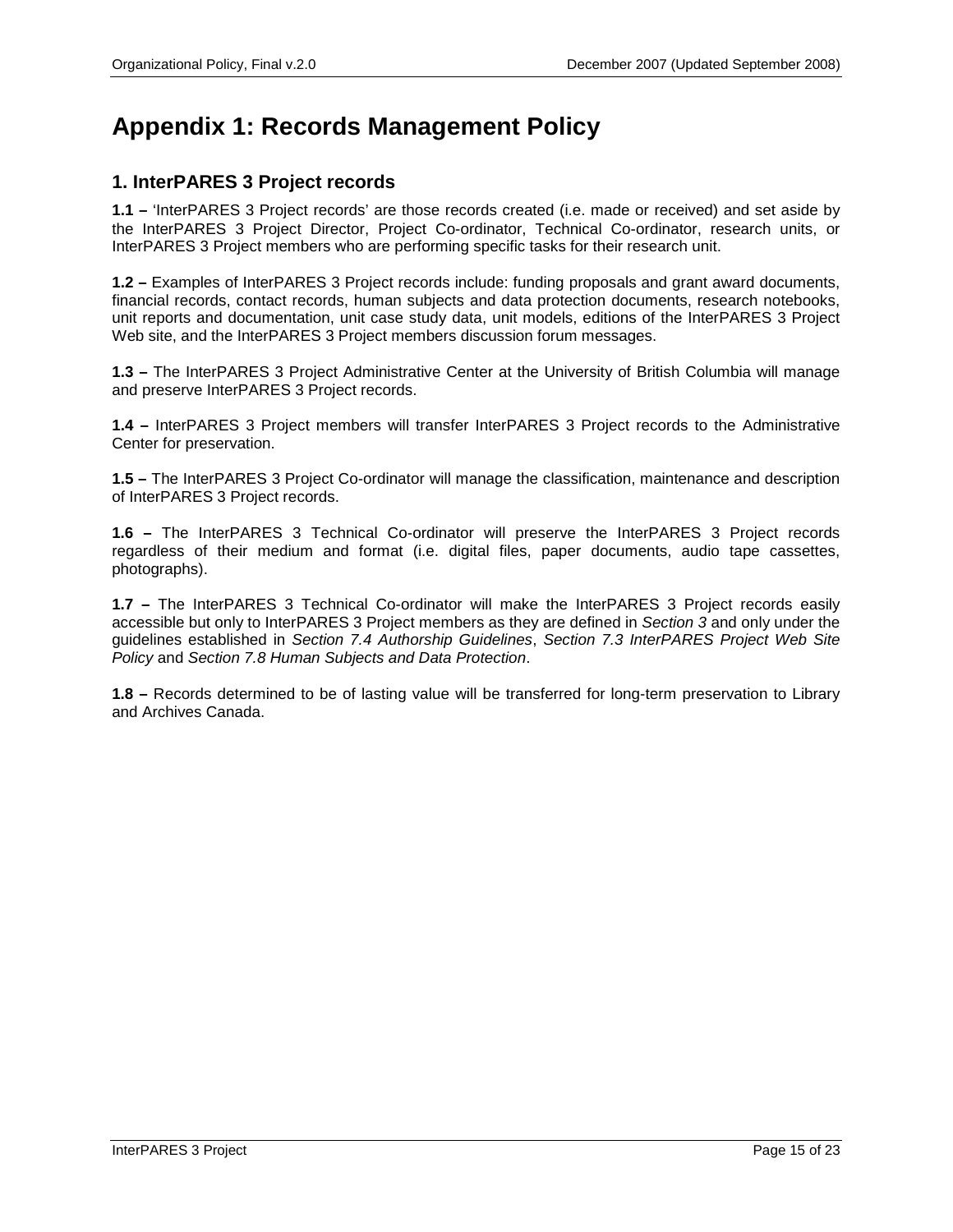# Appendix 1: Records Management Policy

## 1. InterPARES 3 Project records

**1.1 –** 'InterPARES 3 Project records' are those records created (i.e. made or received) and set aside by the InterPARES 3 Project Director, Project Co-ordinator, Technical Co-ordinator, research units, or InterPARES 3 Project members who are performing specific tasks for their research unit.

**1.2 –** Examples of InterPARES 3 Project records include: funding proposals and grant award documents, financial records, contact records, human subjects and data protection documents, research notebooks, unit reports and documentation, unit case study data, unit models, editions of the InterPARES 3 Project Web site, and the InterPARES 3 Project members discussion forum messages.

**1.3 –** The InterPARES 3 Project Administrative Center at the University of British Columbia will manage and preserve InterPARES 3 Project records.

**1.4 –** InterPARES 3 Project members will transfer InterPARES 3 Project records to the Administrative Center for preservation.

**1.5 –** The InterPARES 3 Project Co-ordinator will manage the classification, maintenance and description of InterPARES 3 Project records.

**1.6 –** The InterPARES 3 Technical Co-ordinator will preserve the InterPARES 3 Project records regardless of their medium and format (i.e. digital files, paper documents, audio tape cassettes, photographs).

**1.7 –** The InterPARES 3 Technical Co-ordinator will make the InterPARES 3 Project records easily accessible but only to InterPARES 3 Project members as they are defined in *Section 3* and only under the guidelines established in *Section 7.4 Authorship Guidelines*, *Section 7.3 InterPARES Project Web Site Policy* and *Section 7.8 Human Subjects and Data Protection*.

**1.8 –** Records determined to be of lasting value will be transferred for long-term preservation to Library and Archives Canada.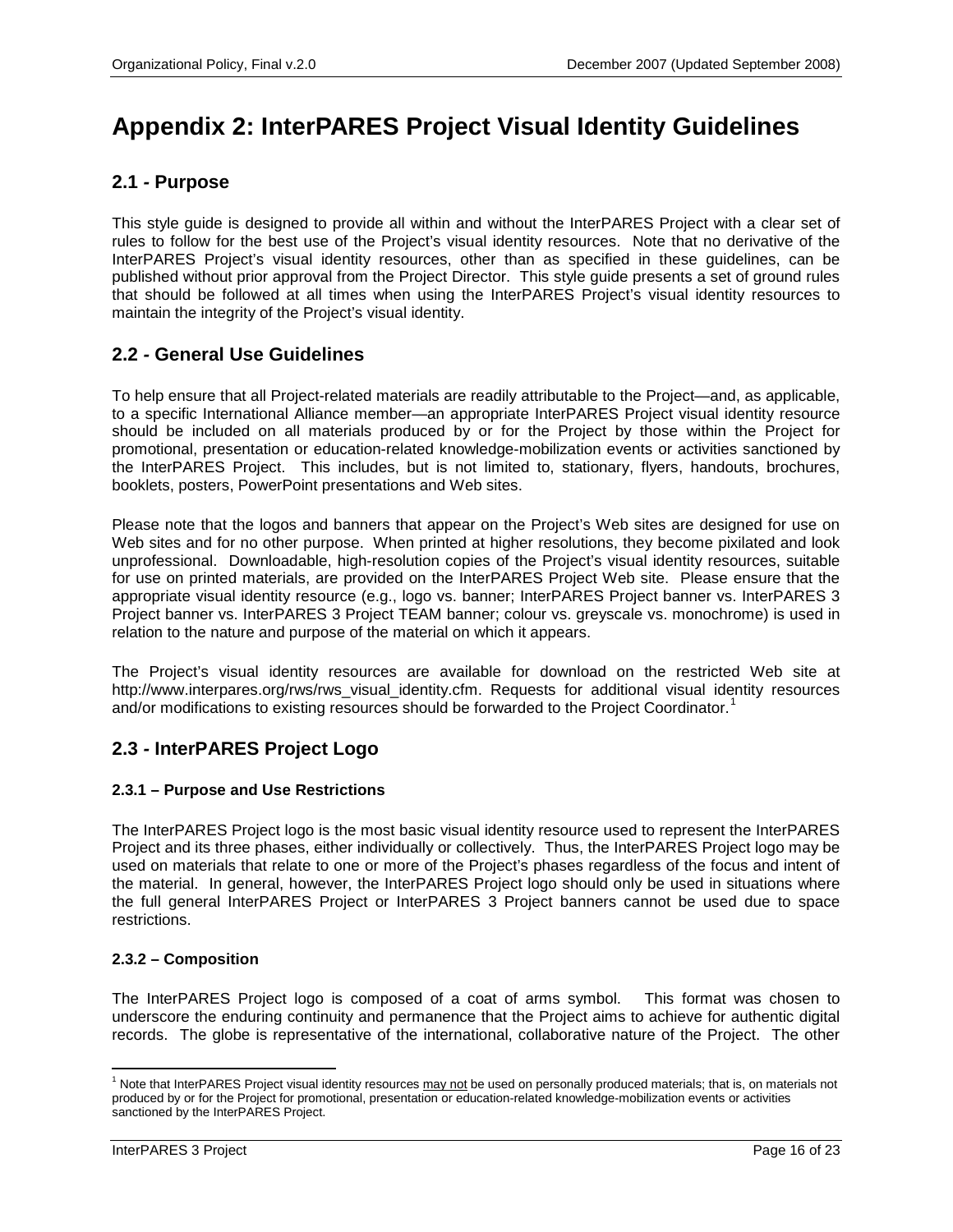# Appendix 2: InterPARES Project Visual Identity Guidelines

## 2.1 - Purpose

This style guide is designed to provide all within and without the InterPARES Project with a clear set of rules to follow for the best use of the Project's visual identity resources. Note that no derivative of the InterPARES Project's visual identity resources, other than as specified in these guidelines, can be published without prior approval from the Project Director. This style guide presents a set of ground rules that should be followed at all times when using the InterPARES Project's visual identity resources to maintain the integrity of the Project's visual identity.

## 2.2 - General Use Guidelines

To help ensure that all Project-related materials are readily attributable to the Project—and, as applicable, to a specific International Alliance member—an appropriate InterPARES Project visual identity resource should be included on all materials produced by or for the Project by those within the Project for promotional, presentation or education-related knowledge-mobilization events or activities sanctioned by the InterPARES Project. This includes, but is not limited to, stationary, flyers, handouts, brochures, booklets, posters, PowerPoint presentations and Web sites.

Please note that the logos and banners that appear on the Project's Web sites are designed for use on Web sites and for no other purpose. When printed at higher resolutions, they become pixilated and look unprofessional. Downloadable, high-resolution copies of the Project's visual identity resources, suitable for use on printed materials, are provided on the InterPARES Project Web site. Please ensure that the appropriate visual identity resource (e.g., logo vs. banner; InterPARES Project banner vs. InterPARES 3 Project banner vs. InterPARES 3 Project TEAM banner; colour vs. greyscale vs. monochrome) is used in relation to the nature and purpose of the material on which it appears.

The Project's visual identity resources are available for download on the restricted Web site at http://www.interpares.org/rws/rws_visual_identity.cfm. Requests for additional visual identity resources and/or modifications to existing resources should be forwarded to the Project Coordinator.[1]

## 2.3 - InterPARES Project Logo

### 2.3.1 – Purpose and Use Restrictions

The InterPARES Project logo is the most basic visual identity resource used to represent the InterPARES Project and its three phases, either individually or collectively. Thus, the InterPARES Project logo may be used on materials that relate to one or more of the Project's phases regardless of the focus and intent of the material. In general, however, the InterPARES Project logo should only be used in situations where the full general InterPARES Project or InterPARES 3 Project banners cannot be used due to space restrictions.

### 2.3.2 – Composition

The InterPARES Project logo is composed of a coat of arms symbol. This format was chosen to underscore the enduring continuity and permanence that the Project aims to achieve for authentic digital records. The globe is representative of the international, collaborative nature of the Project. The other

---

[1] Note that InterPARES Project visual identity resources may not be used on personally produced materials; that is, on materials not produced by or for the Project for promotional, presentation or education-related knowledge-mobilization events or activities sanctioned by the InterPARES Project.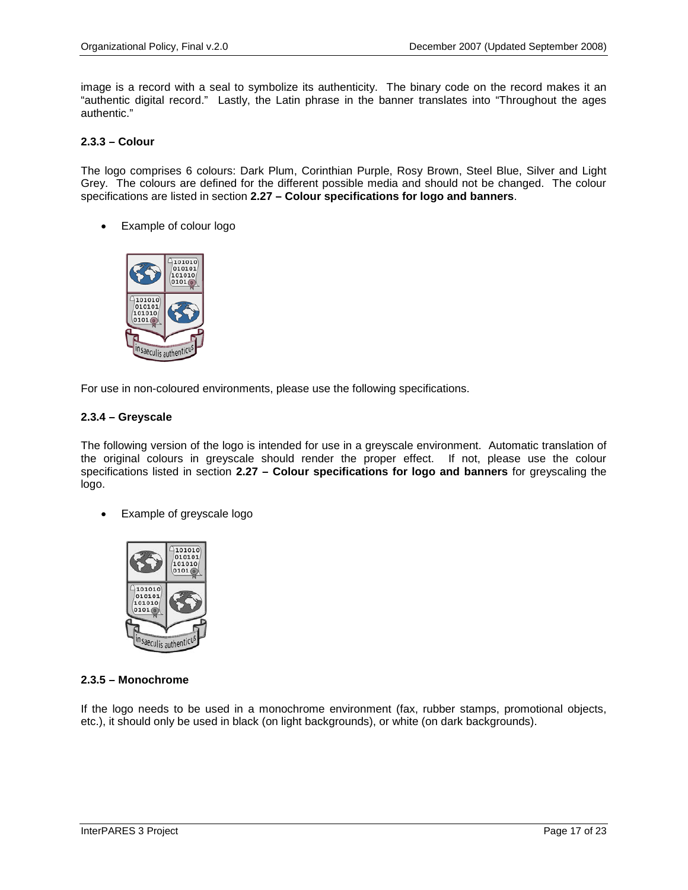image is a record with a seal to symbolize its authenticity. The binary code on the record makes it an "authentic digital record." Lastly, the Latin phrase in the banner translates into "Throughout the ages authentic."

### 2.3.3 – Colour

The logo comprises 6 colours: Dark Plum, Corinthian Purple, Rosy Brown, Steel Blue, Silver and Light Grey. The colours are defined for the different possible media and should not be changed. The colour specifications are listed in section **2.27 – Colour specifications for logo and banners**.

- Example of colour logo

For use in non-coloured environments, please use the following specifications.

### 2.3.4 – Greyscale

The following version of the logo is intended for use in a greyscale environment. Automatic translation of the original colours in greyscale should render the proper effect. If not, please use the colour specifications listed in section **2.27 – Colour specifications for logo and banners** for greyscaling the logo.

- Example of greyscale logo

### 2.3.5 – Monochrome

If the logo needs to be used in a monochrome environment (fax, rubber stamps, promotional objects, etc.), it should only be used in black (on light backgrounds), or white (on dark backgrounds).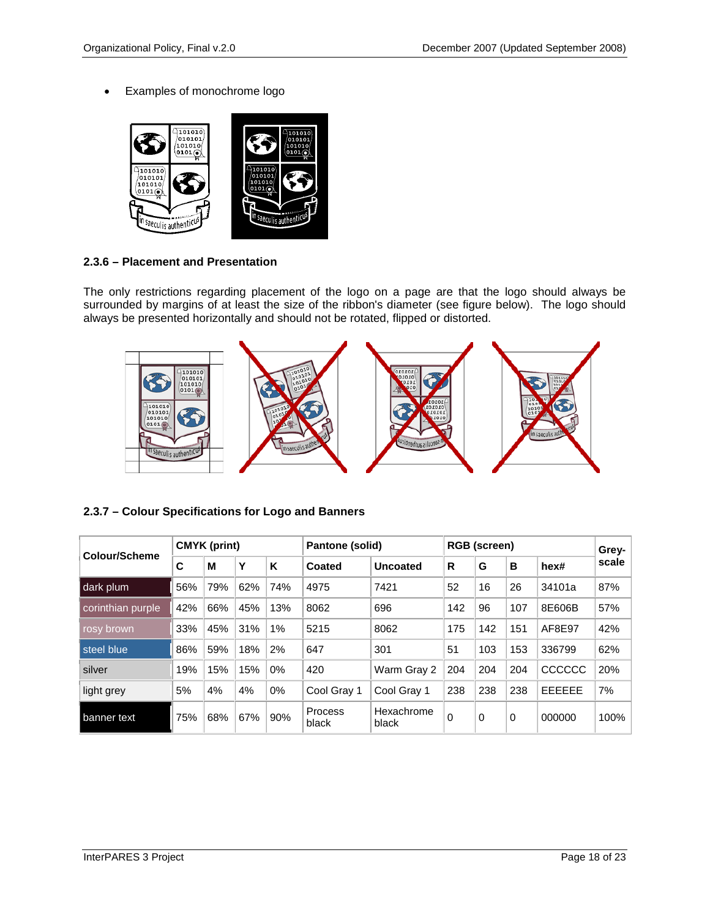- Examples of monochrome logo

### 2.3.6 – Placement and Presentation

The only restrictions regarding placement of the logo on a page are that the logo should always be surrounded by margins of at least the size of the ribbon's diameter (see figure below). The logo should always be presented horizontally and should not be rotated, flipped or distorted.

### 2.3.7 – Colour Specifications for Logo and Banners

| Colour/Scheme | CMYK (print) | | | | Pantone (solid) | | RGB (screen) | | | | Grey-scale |
|---|---|---|---|---|---|---|---|---|---|---|---|
| | C | M | Y | K | Coated | Uncoated | R | G | B | hex# | |
| dark plum | 56% | 79% | 62% | 74% | 4975 | 7421 | 52 | 16 | 26 | 34101a | 87% |
| corinthian purple | 42% | 66% | 45% | 13% | 8062 | 696 | 142 | 96 | 107 | 8E606B | 57% |
| rosy brown | 33% | 45% | 31% | 1% | 5215 | 8062 | 175 | 142 | 151 | AF8E97 | 42% |
| steel blue | 86% | 59% | 18% | 2% | 647 | 301 | 51 | 103 | 153 | 336799 | 62% |
| silver | 19% | 15% | 15% | 0% | 420 | Warm Gray 2 | 204 | 204 | 204 | CCCCCC | 20% |
| light grey | 5% | 4% | 4% | 0% | Cool Gray 1 | Cool Gray 1 | 238 | 238 | 238 | EEEEEE | 7% |
| banner text | 75% | 68% | 67% | 90% | Process black | Hexachrome black | 0 | 0 | 0 | 000000 | 100% |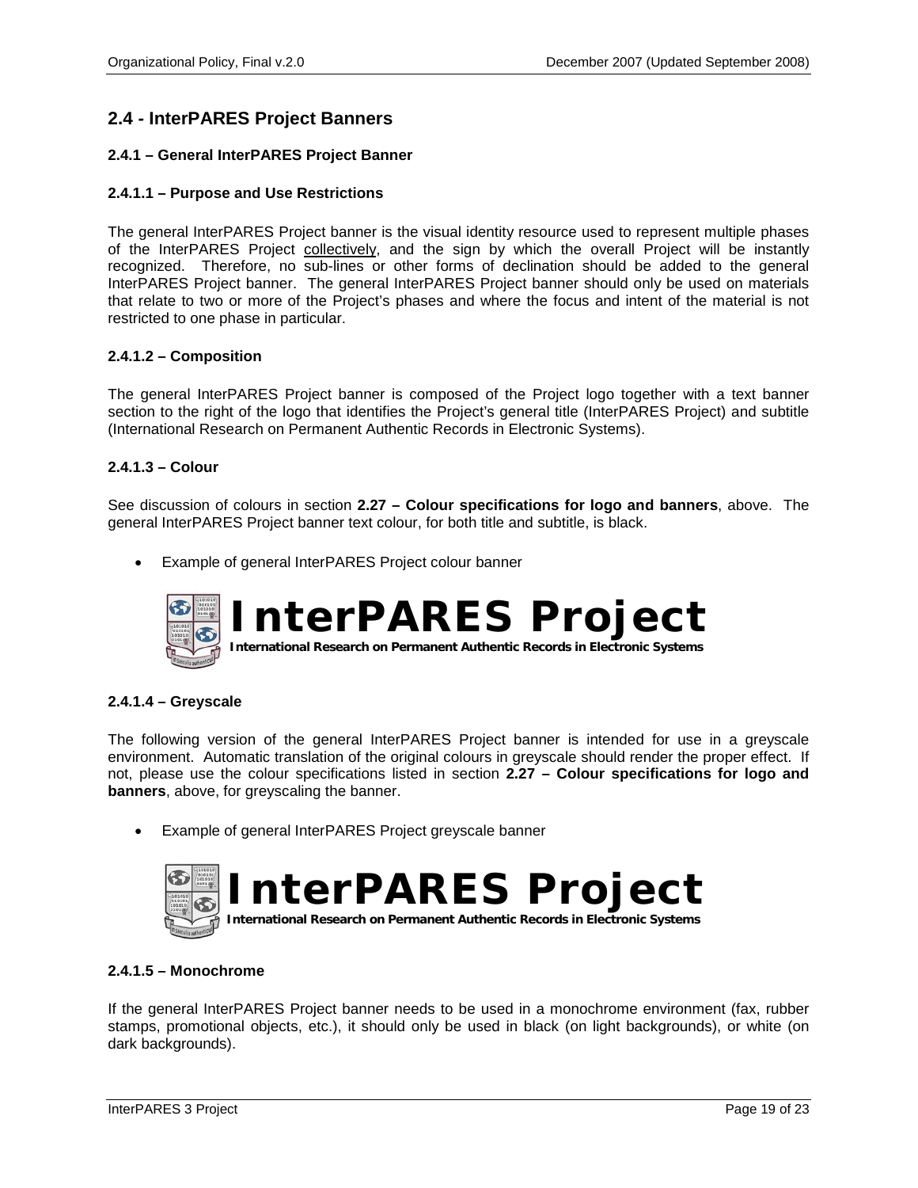## 2.4 - InterPARES Project Banners

### 2.4.1 – General InterPARES Project Banner

#### 2.4.1.1 – Purpose and Use Restrictions

The general InterPARES Project banner is the visual identity resource used to represent multiple phases of the InterPARES Project collectively, and the sign by which the overall Project will be instantly recognized. Therefore, no sub-lines or other forms of declination should be added to the general InterPARES Project banner. The general InterPARES Project banner should only be used on materials that relate to two or more of the Project's phases and where the focus and intent of the material is not restricted to one phase in particular.

#### 2.4.1.2 – Composition

The general InterPARES Project banner is composed of the Project logo together with a text banner section to the right of the logo that identifies the Project's general title (InterPARES Project) and subtitle (International Research on Permanent Authentic Records in Electronic Systems).

#### 2.4.1.3 – Colour

See discussion of colours in section **2.27 – Colour specifications for logo and banners**, above. The general InterPARES Project banner text colour, for both title and subtitle, is black.

- Example of general InterPARES Project colour banner

**InterPARES Project**
**International Research on Permanent Authentic Records in Electronic Systems**

#### 2.4.1.4 – Greyscale

The following version of the general InterPARES Project banner is intended for use in a greyscale environment. Automatic translation of the original colours in greyscale should render the proper effect. If not, please use the colour specifications listed in section **2.27 – Colour specifications for logo and banners**, above, for greyscaling the banner.

- Example of general InterPARES Project greyscale banner

**InterPARES Project**
**International Research on Permanent Authentic Records in Electronic Systems**

#### 2.4.1.5 – Monochrome

If the general InterPARES Project banner needs to be used in a monochrome environment (fax, rubber stamps, promotional objects, etc.), it should only be used in black (on light backgrounds), or white (on dark backgrounds).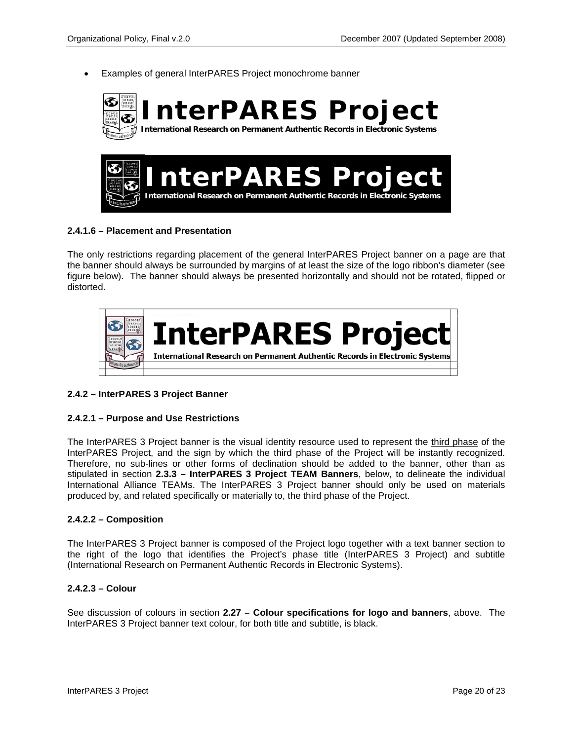- Examples of general InterPARES Project monochrome banner

#### 2.4.1.6 – Placement and Presentation

The only restrictions regarding placement of the general InterPARES Project banner on a page are that the banner should always be surrounded by margins of at least the size of the logo ribbon's diameter (see figure below). The banner should always be presented horizontally and should not be rotated, flipped or distorted.

### 2.4.2 – InterPARES 3 Project Banner

#### 2.4.2.1 – Purpose and Use Restrictions

The InterPARES 3 Project banner is the visual identity resource used to represent the third phase of the InterPARES Project, and the sign by which the third phase of the Project will be instantly recognized. Therefore, no sub-lines or other forms of declination should be added to the banner, other than as stipulated in section **2.3.3 – InterPARES 3 Project TEAM Banners**, below, to delineate the individual International Alliance TEAMs. The InterPARES 3 Project banner should only be used on materials produced by, and related specifically or materially to, the third phase of the Project.

#### 2.4.2.2 – Composition

The InterPARES 3 Project banner is composed of the Project logo together with a text banner section to the right of the logo that identifies the Project's phase title (InterPARES 3 Project) and subtitle (International Research on Permanent Authentic Records in Electronic Systems).

#### 2.4.2.3 – Colour

See discussion of colours in section **2.27 – Colour specifications for logo and banners**, above. The InterPARES 3 Project banner text colour, for both title and subtitle, is black.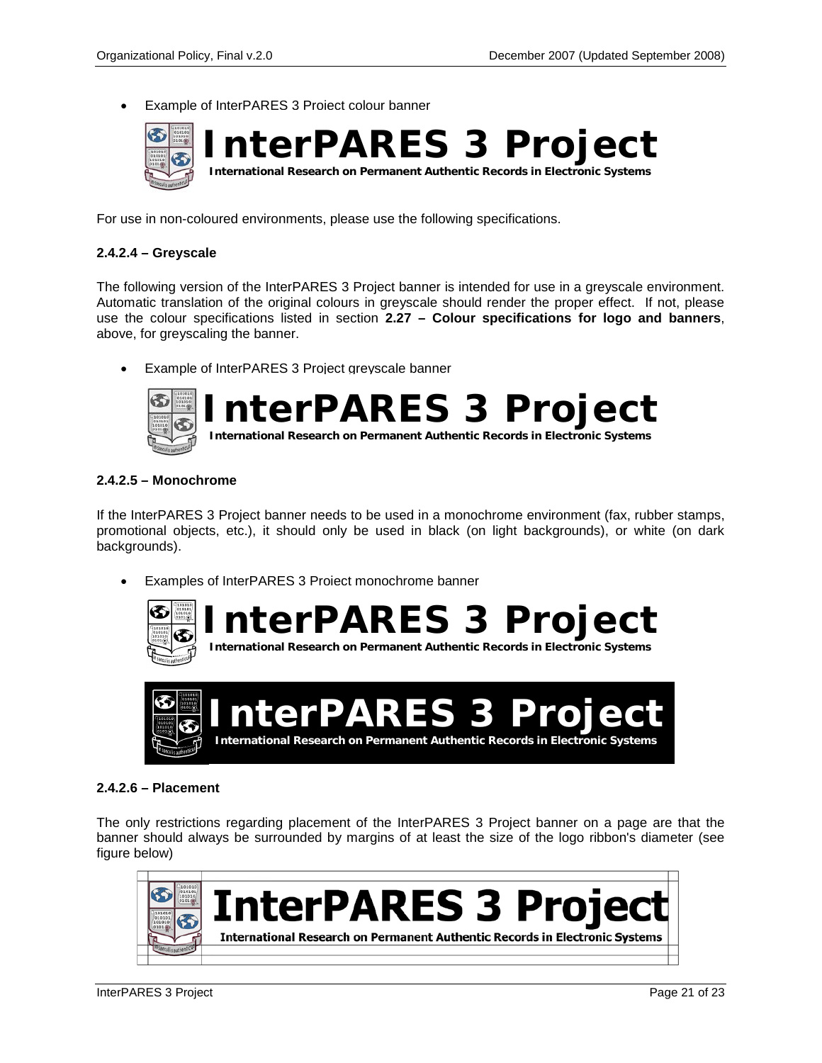- Example of InterPARES 3 Project colour banner

For use in non-coloured environments, please use the following specifications.

**2.4.2.4 – Greyscale**

The following version of the InterPARES 3 Project banner is intended for use in a greyscale environment. Automatic translation of the original colours in greyscale should render the proper effect. If not, please use the colour specifications listed in section **2.27 – Colour specifications for logo and banners**, above, for greyscaling the banner.

- Example of InterPARES 3 Project greyscale banner

**2.4.2.5 – Monochrome**

If the InterPARES 3 Project banner needs to be used in a monochrome environment (fax, rubber stamps, promotional objects, etc.), it should only be used in black (on light backgrounds), or white (on dark backgrounds).

- Examples of InterPARES 3 Project monochrome banner

**2.4.2.6 – Placement**

The only restrictions regarding placement of the InterPARES 3 Project banner on a page are that the banner should always be surrounded by margins of at least the size of the logo ribbon's diameter (see figure below)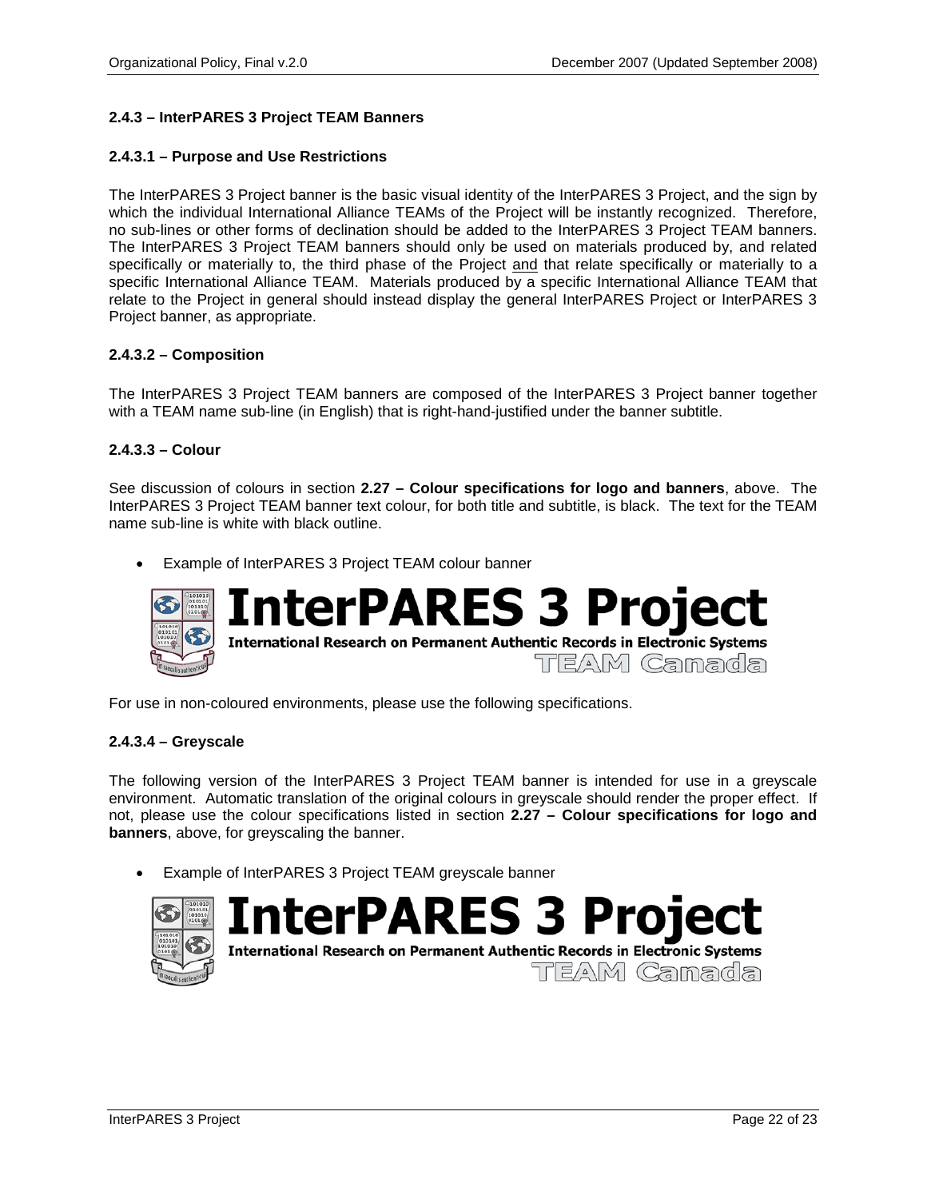### 2.4.3 – InterPARES 3 Project TEAM Banners

#### 2.4.3.1 – Purpose and Use Restrictions

The InterPARES 3 Project banner is the basic visual identity of the InterPARES 3 Project, and the sign by which the individual International Alliance TEAMs of the Project will be instantly recognized. Therefore, no sub-lines or other forms of declination should be added to the InterPARES 3 Project TEAM banners. The InterPARES 3 Project TEAM banners should only be used on materials produced by, and related specifically or materially to, the third phase of the Project and that relate specifically or materially to a specific International Alliance TEAM. Materials produced by a specific International Alliance TEAM that relate to the Project in general should instead display the general InterPARES Project or InterPARES 3 Project banner, as appropriate.

#### 2.4.3.2 – Composition

The InterPARES 3 Project TEAM banners are composed of the InterPARES 3 Project banner together with a TEAM name sub-line (in English) that is right-hand-justified under the banner subtitle.

#### 2.4.3.3 – Colour

See discussion of colours in section **2.27 – Colour specifications for logo and banners**, above. The InterPARES 3 Project TEAM banner text colour, for both title and subtitle, is black. The text for the TEAM name sub-line is white with black outline.

- Example of InterPARES 3 Project TEAM colour banner

For use in non-coloured environments, please use the following specifications.

#### 2.4.3.4 – Greyscale

The following version of the InterPARES 3 Project TEAM banner is intended for use in a greyscale environment. Automatic translation of the original colours in greyscale should render the proper effect. If not, please use the colour specifications listed in section **2.27 – Colour specifications for logo and banners**, above, for greyscaling the banner.

- Example of InterPARES 3 Project TEAM greyscale banner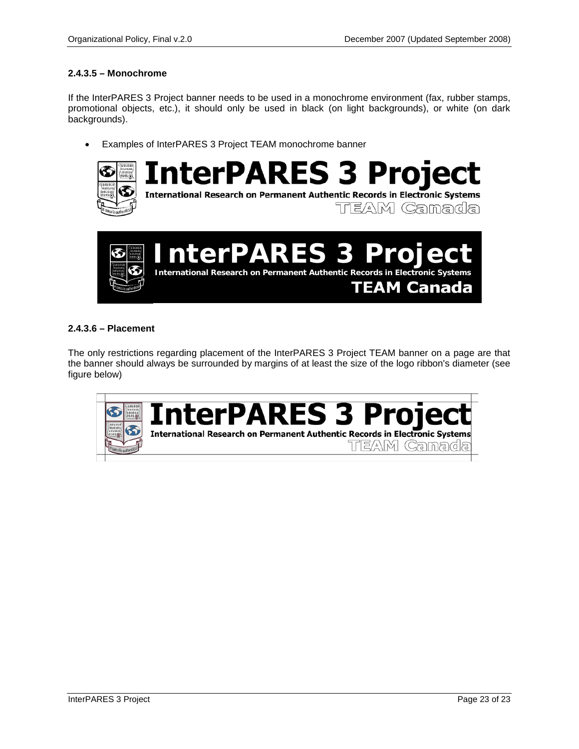#### 2.4.3.5 – Monochrome

If the InterPARES 3 Project banner needs to be used in a monochrome environment (fax, rubber stamps, promotional objects, etc.), it should only be used in black (on light backgrounds), or white (on dark backgrounds).

- Examples of InterPARES 3 Project TEAM monochrome banner

#### 2.4.3.6 – Placement

The only restrictions regarding placement of the InterPARES 3 Project TEAM banner on a page are that the banner should always be surrounded by margins of at least the size of the logo ribbon's diameter (see figure below)